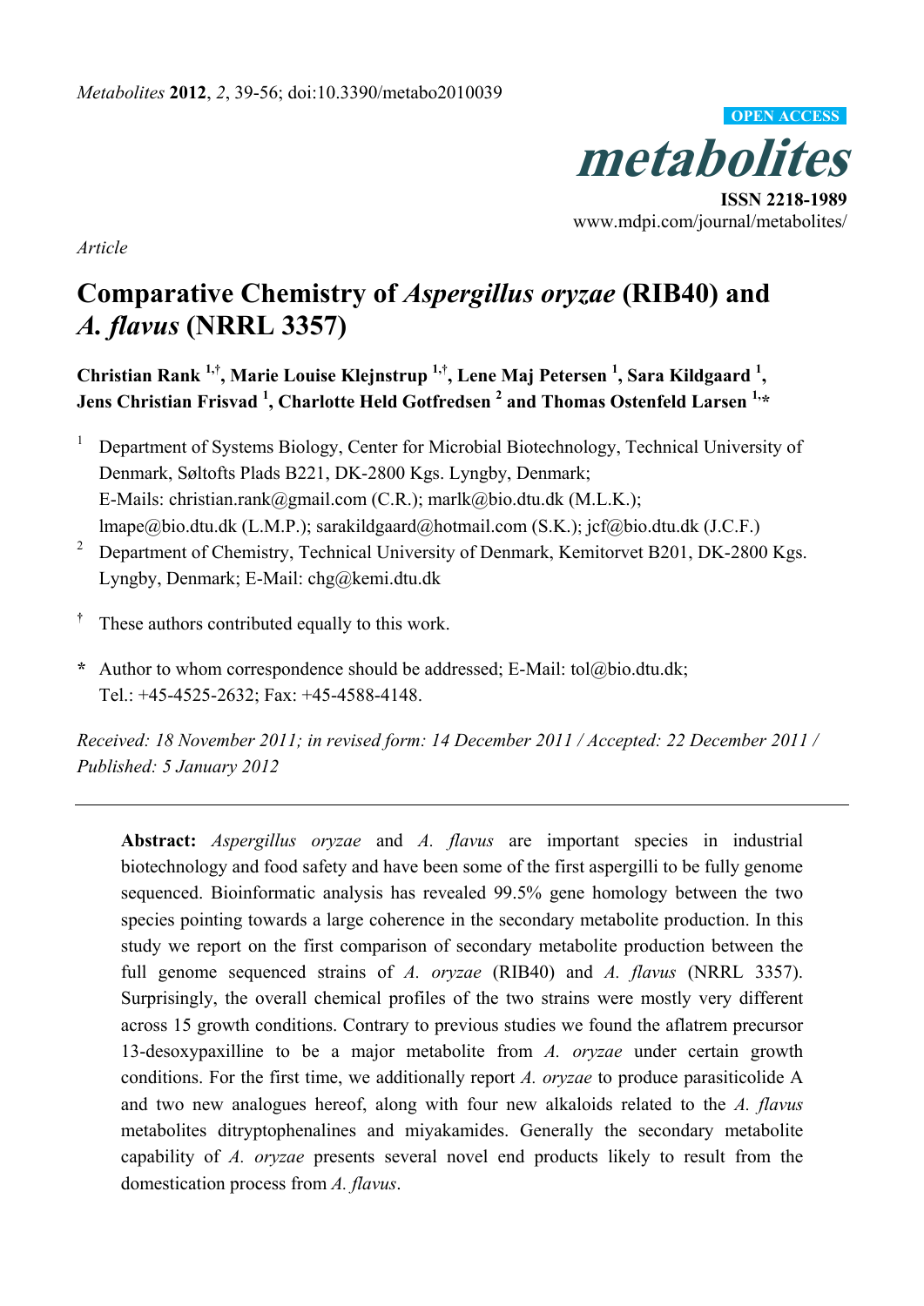*Metabolites* **2012**, *2*, 39-56; doi:10.3390/metabo2010039

OPEN ACCESS

***metabolites***

**ISSN 2218-1989**

www.mdpi.com/journal/metabolites/

*Article*

# Comparative Chemistry of *Aspergillus oryzae* (RIB40) and *A. flavus* (NRRL 3357)

**Christian Rank [1,†], Marie Louise Klejnstrup [1,†], Lene Maj Petersen [1], Sara Kildgaard [1], Jens Christian Frisvad [1], Charlotte Held Gotfredsen [2] and Thomas Ostenfeld Larsen [1,*]**

[1] Department of Systems Biology, Center for Microbial Biotechnology, Technical University of Denmark, Søltofts Plads B221, DK-2800 Kgs. Lyngby, Denmark; E-Mails: christian.rank@gmail.com (C.R.); marlk@bio.dtu.dk (M.L.K.); lmape@bio.dtu.dk (L.M.P.); sarakildgaard@hotmail.com (S.K.); jcf@bio.dtu.dk (J.C.F.)

[2] Department of Chemistry, Technical University of Denmark, Kemitorvet B201, DK-2800 Kgs. Lyngby, Denmark; E-Mail: chg@kemi.dtu.dk

[†] These authors contributed equally to this work.

[*] Author to whom correspondence should be addressed; E-Mail: tol@bio.dtu.dk; Tel.: +45-4525-2632; Fax: +45-4588-4148.

*Received: 18 November 2011; in revised form: 14 December 2011 / Accepted: 22 December 2011 / Published: 5 January 2012*

---

**Abstract:** *Aspergillus oryzae* and *A. flavus* are important species in industrial biotechnology and food safety and have been some of the first aspergilli to be fully genome sequenced. Bioinformatic analysis has revealed 99.5% gene homology between the two species pointing towards a large coherence in the secondary metabolite production. In this study we report on the first comparison of secondary metabolite production between the full genome sequenced strains of *A. oryzae* (RIB40) and *A. flavus* (NRRL 3357). Surprisingly, the overall chemical profiles of the two strains were mostly very different across 15 growth conditions. Contrary to previous studies we found the aflatrem precursor 13-desoxypaxilline to be a major metabolite from *A. oryzae* under certain growth conditions. For the first time, we additionally report *A. oryzae* to produce parasiticolide A and two new analogues hereof, along with four new alkaloids related to the *A. flavus* metabolites ditryptophenalines and miyakamides. Generally the secondary metabolite capability of *A. oryzae* presents several novel end products likely to result from the domestication process from *A. flavus*.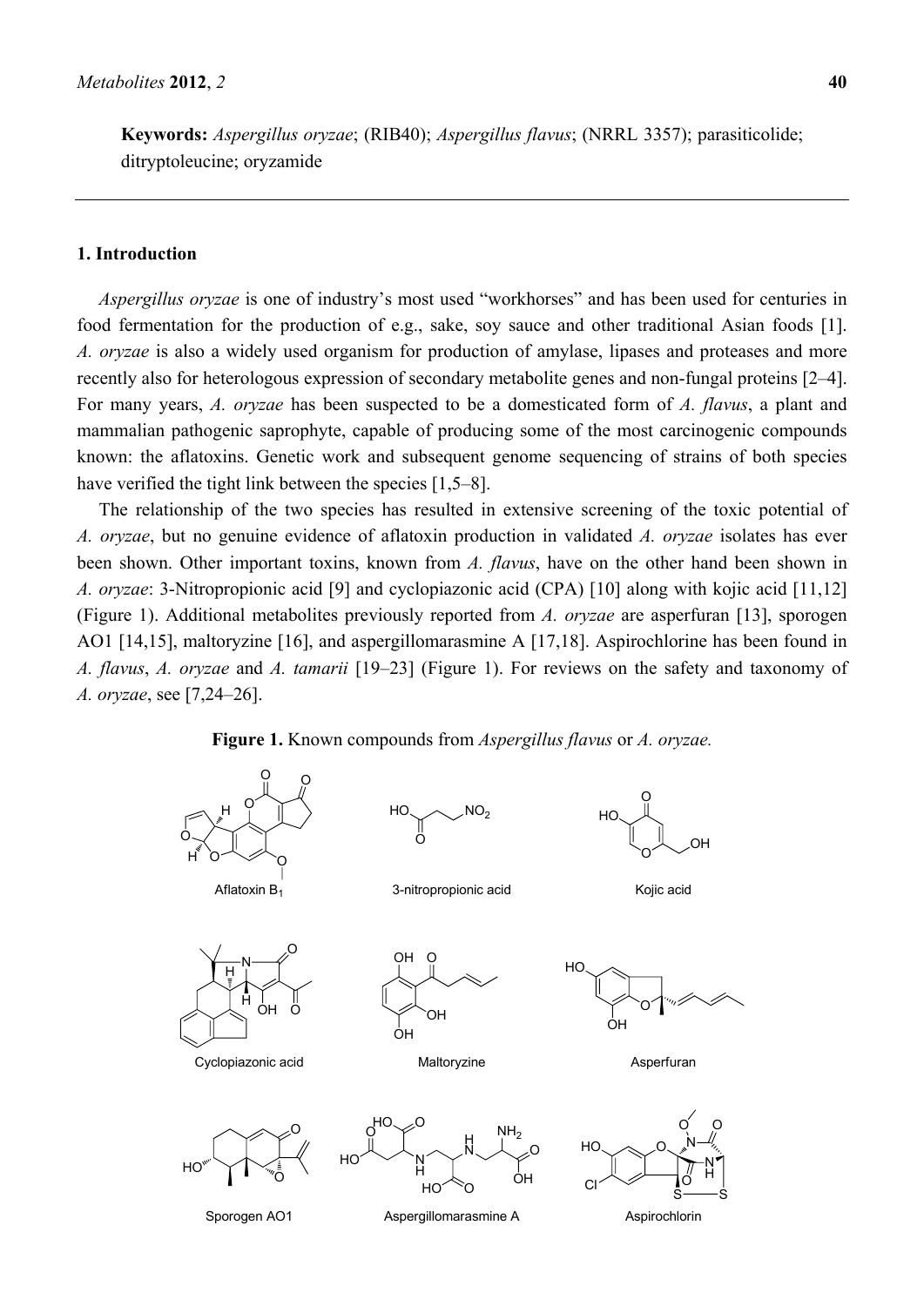**Keywords:** *Aspergillus oryzae*; (RIB40); *Aspergillus flavus*; (NRRL 3357); parasiticolide; ditryptoleucine; oryzamide

## 1. Introduction

*Aspergillus oryzae* is one of industry's most used "workhorses" and has been used for centuries in food fermentation for the production of e.g., sake, soy sauce and other traditional Asian foods [1]. *A. oryzae* is also a widely used organism for production of amylase, lipases and proteases and more recently also for heterologous expression of secondary metabolite genes and non-fungal proteins [2–4]. For many years, *A. oryzae* has been suspected to be a domesticated form of *A. flavus*, a plant and mammalian pathogenic saprophyte, capable of producing some of the most carcinogenic compounds known: the aflatoxins. Genetic work and subsequent genome sequencing of strains of both species have verified the tight link between the species [1,5–8].

The relationship of the two species has resulted in extensive screening of the toxic potential of *A. oryzae*, but no genuine evidence of aflatoxin production in validated *A. oryzae* isolates has ever been shown. Other important toxins, known from *A. flavus*, have on the other hand been shown in *A. oryzae*: 3-Nitropropionic acid [9] and cyclopiazonic acid (CPA) [10] along with kojic acid [11,12] (Figure 1). Additional metabolites previously reported from *A. oryzae* are asperfuran [13], sporogen AO1 [14,15], maltoryzine [16], and aspergillomarasmine A [17,18]. Aspirochlorine has been found in *A. flavus*, *A. oryzae* and *A. tamarii* [19–23] (Figure 1). For reviews on the safety and taxonomy of *A. oryzae*, see [7,24–26].

**Figure 1.** Known compounds from *Aspergillus flavus* or *A. oryzae.*

Aflatoxin $B_1$ — 3-nitropropionic acid — Kojic acid

Cyclopiazonic acid — Maltoryzine — Asperfuran

Sporogen AO1 — Aspergillomarasmine A — Aspirochlorin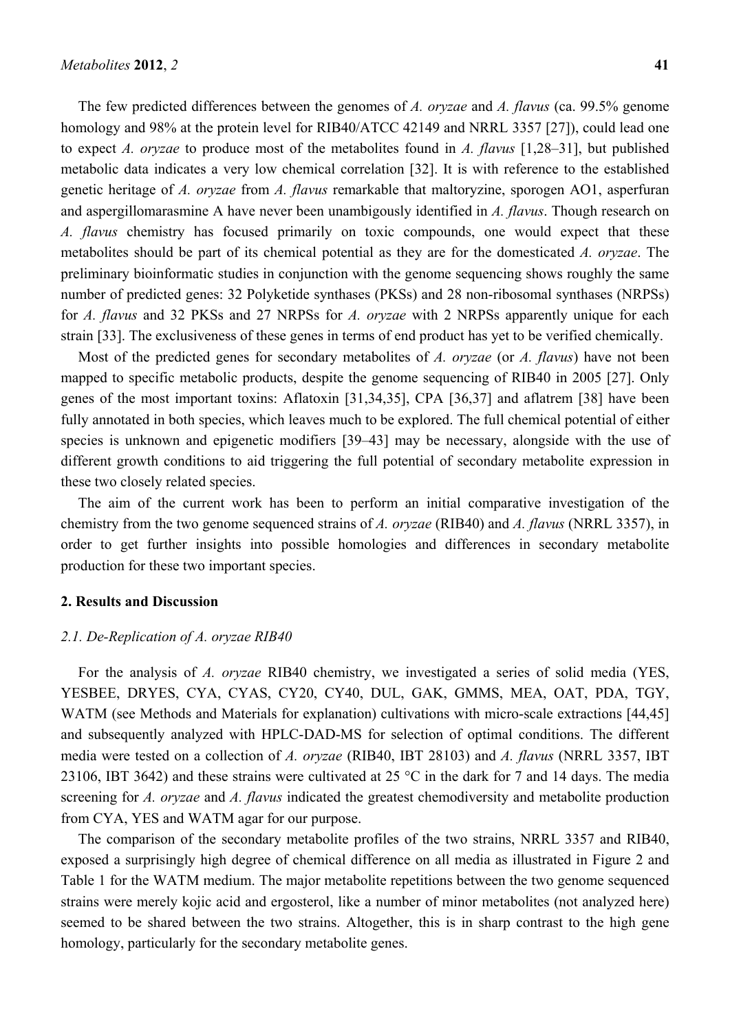The few predicted differences between the genomes of *A. oryzae* and *A. flavus* (ca. 99.5% genome homology and 98% at the protein level for RIB40/ATCC 42149 and NRRL 3357 [27]), could lead one to expect *A. oryzae* to produce most of the metabolites found in *A. flavus* [1,28–31], but published metabolic data indicates a very low chemical correlation [32]. It is with reference to the established genetic heritage of *A. oryzae* from *A. flavus* remarkable that maltoryzine, sporogen AO1, asperfuran and aspergillomarasmine A have never been unambigously identified in *A. flavus*. Though research on *A. flavus* chemistry has focused primarily on toxic compounds, one would expect that these metabolites should be part of its chemical potential as they are for the domesticated *A. oryzae*. The preliminary bioinformatic studies in conjunction with the genome sequencing shows roughly the same number of predicted genes: 32 Polyketide synthases (PKSs) and 28 non-ribosomal synthases (NRPSs) for *A. flavus* and 32 PKSs and 27 NRPSs for *A. oryzae* with 2 NRPSs apparently unique for each strain [33]. The exclusiveness of these genes in terms of end product has yet to be verified chemically.

Most of the predicted genes for secondary metabolites of *A. oryzae* (or *A. flavus*) have not been mapped to specific metabolic products, despite the genome sequencing of RIB40 in 2005 [27]. Only genes of the most important toxins: Aflatoxin [31,34,35], CPA [36,37] and aflatrem [38] have been fully annotated in both species, which leaves much to be explored. The full chemical potential of either species is unknown and epigenetic modifiers [39–43] may be necessary, alongside with the use of different growth conditions to aid triggering the full potential of secondary metabolite expression in these two closely related species.

The aim of the current work has been to perform an initial comparative investigation of the chemistry from the two genome sequenced strains of *A. oryzae* (RIB40) and *A. flavus* (NRRL 3357), in order to get further insights into possible homologies and differences in secondary metabolite production for these two important species.

## 2. Results and Discussion

### 2.1. De-Replication of *A. oryzae* RIB40

For the analysis of *A. oryzae* RIB40 chemistry, we investigated a series of solid media (YES, YESBEE, DRYES, CYA, CYAS, CY20, CY40, DUL, GAK, GMMS, MEA, OAT, PDA, TGY, WATM (see Methods and Materials for explanation) cultivations with micro-scale extractions [44,45] and subsequently analyzed with HPLC-DAD-MS for selection of optimal conditions. The different media were tested on a collection of *A. oryzae* (RIB40, IBT 28103) and *A. flavus* (NRRL 3357, IBT 23106, IBT 3642) and these strains were cultivated at 25 °C in the dark for 7 and 14 days. The media screening for *A. oryzae* and *A. flavus* indicated the greatest chemodiversity and metabolite production from CYA, YES and WATM agar for our purpose.

The comparison of the secondary metabolite profiles of the two strains, NRRL 3357 and RIB40, exposed a surprisingly high degree of chemical difference on all media as illustrated in Figure 2 and Table 1 for the WATM medium. The major metabolite repetitions between the two genome sequenced strains were merely kojic acid and ergosterol, like a number of minor metabolites (not analyzed here) seemed to be shared between the two strains. Altogether, this is in sharp contrast to the high gene homology, particularly for the secondary metabolite genes.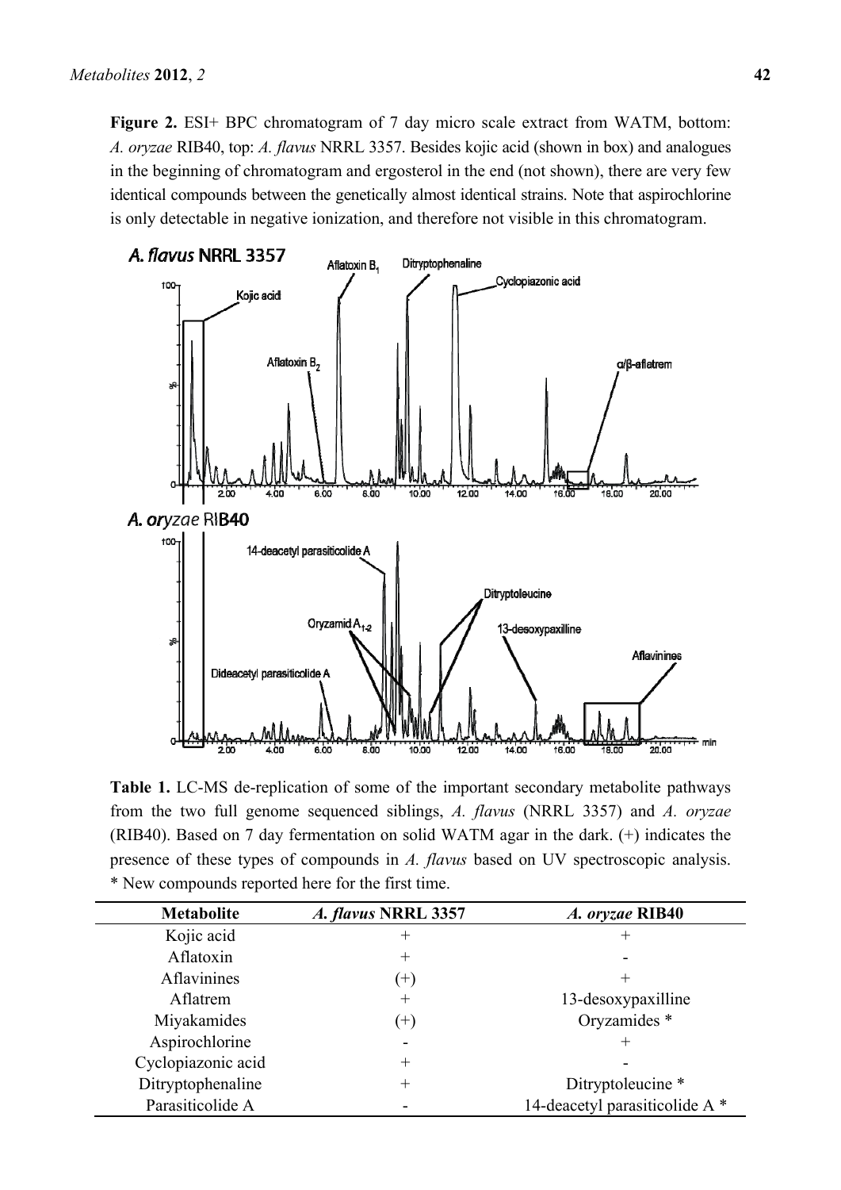**Figure 2.** ESI+ BPC chromatogram of 7 day micro scale extract from WATM, bottom: *A. oryzae* RIB40, top: *A. flavus* NRRL 3357. Besides kojic acid (shown in box) and analogues in the beginning of chromatogram and ergosterol in the end (not shown), there are very few identical compounds between the genetically almost identical strains. Note that aspirochlorine is only detectable in negative ionization, and therefore not visible in this chromatogram.

**Table 1.** LC-MS de-replication of some of the important secondary metabolite pathways from the two full genome sequenced siblings, *A. flavus* (NRRL 3357) and *A. oryzae* (RIB40). Based on 7 day fermentation on solid WATM agar in the dark. (+) indicates the presence of these types of compounds in *A. flavus* based on UV spectroscopic analysis. * New compounds reported here for the first time.

| Metabolite | *A. flavus* NRRL 3357 | *A. oryzae* RIB40 |
|---|---|---|
| Kojic acid | + | + |
| Aflatoxin | + | - |
| Aflavinines | (+) | + |
| Aflatrem | + | 13-desoxypaxilline |
| Miyakamides | (+) | Oryzamides * |
| Aspirochlorine | - | + |
| Cyclopiazonic acid | + | - |
| Ditryptophenaline | + | Ditryptoleucine * |
| Parasiticolide A | - | 14-deacetyl parasiticolide A * |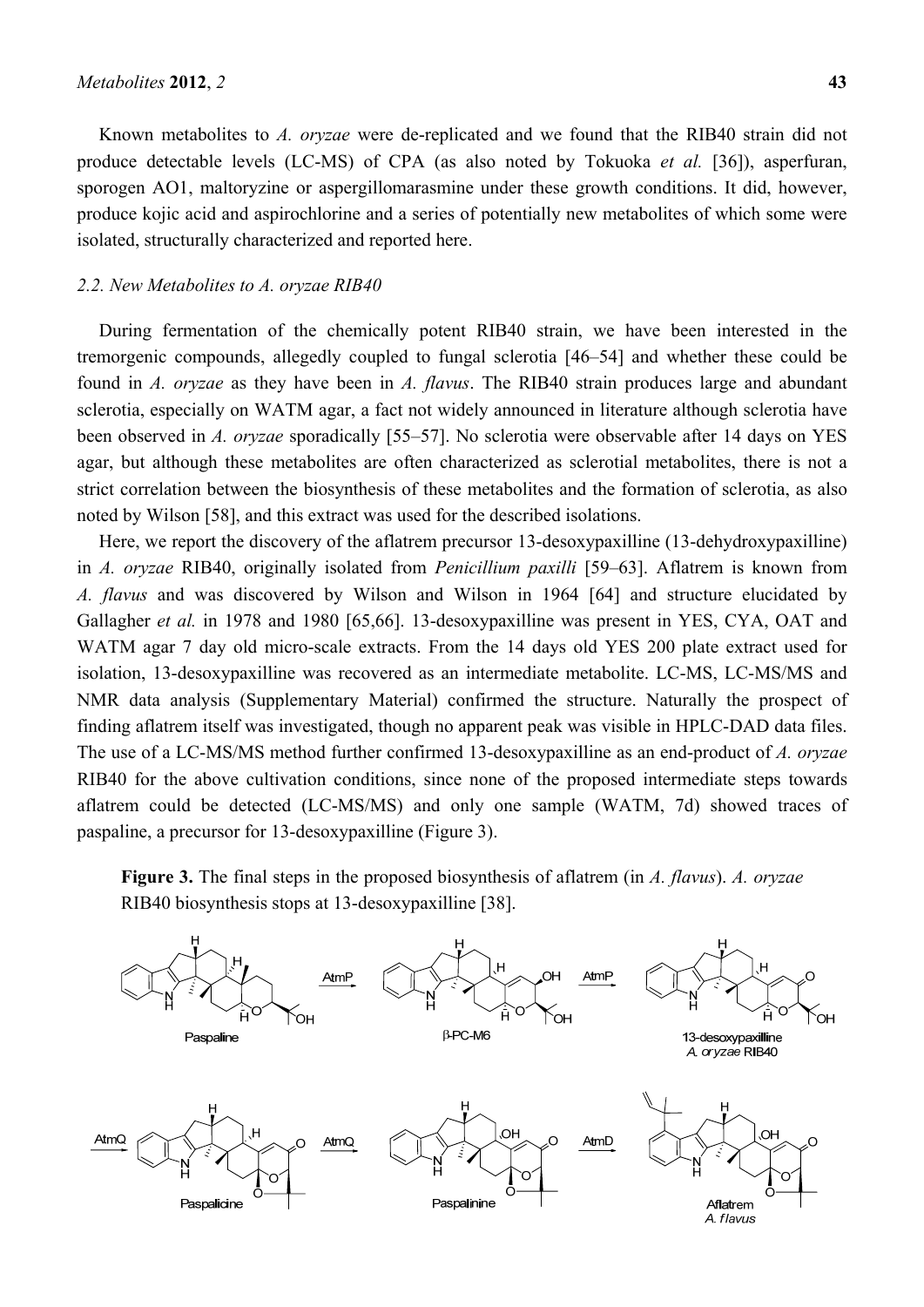Known metabolites to *A. oryzae* were de-replicated and we found that the RIB40 strain did not produce detectable levels (LC-MS) of CPA (as also noted by Tokuoka *et al.* [36]), asperfuran, sporogen AO1, maltoryzine or aspergillomarasmine under these growth conditions. It did, however, produce kojic acid and aspirochlorine and a series of potentially new metabolites of which some were isolated, structurally characterized and reported here.

### *2.2. New Metabolites to A. oryzae RIB40*

During fermentation of the chemically potent RIB40 strain, we have been interested in the tremorgenic compounds, allegedly coupled to fungal sclerotia [46–54] and whether these could be found in *A. oryzae* as they have been in *A. flavus*. The RIB40 strain produces large and abundant sclerotia, especially on WATM agar, a fact not widely announced in literature although sclerotia have been observed in *A. oryzae* sporadically [55–57]. No sclerotia were observable after 14 days on YES agar, but although these metabolites are often characterized as sclerotial metabolites, there is not a strict correlation between the biosynthesis of these metabolites and the formation of sclerotia, as also noted by Wilson [58], and this extract was used for the described isolations.

Here, we report the discovery of the aflatrem precursor 13-desoxypaxilline (13-dehydroxypaxilline) in *A. oryzae* RIB40, originally isolated from *Penicillium paxilli* [59–63]. Aflatrem is known from *A. flavus* and was discovered by Wilson and Wilson in 1964 [64] and structure elucidated by Gallagher *et al.* in 1978 and 1980 [65,66]. 13-desoxypaxilline was present in YES, CYA, OAT and WATM agar 7 day old micro-scale extracts. From the 14 days old YES 200 plate extract used for isolation, 13-desoxypaxilline was recovered as an intermediate metabolite. LC-MS, LC-MS/MS and NMR data analysis (Supplementary Material) confirmed the structure. Naturally the prospect of finding aflatrem itself was investigated, though no apparent peak was visible in HPLC-DAD data files. The use of a LC-MS/MS method further confirmed 13-desoxypaxilline as an end-product of *A. oryzae* RIB40 for the above cultivation conditions, since none of the proposed intermediate steps towards aflatrem could be detected (LC-MS/MS) and only one sample (WATM, 7d) showed traces of paspaline, a precursor for 13-desoxypaxilline (Figure 3).

**Figure 3.** The final steps in the proposed biosynthesis of aflatrem (in *A. flavus*). *A. oryzae* RIB40 biosynthesis stops at 13-desoxypaxilline [38].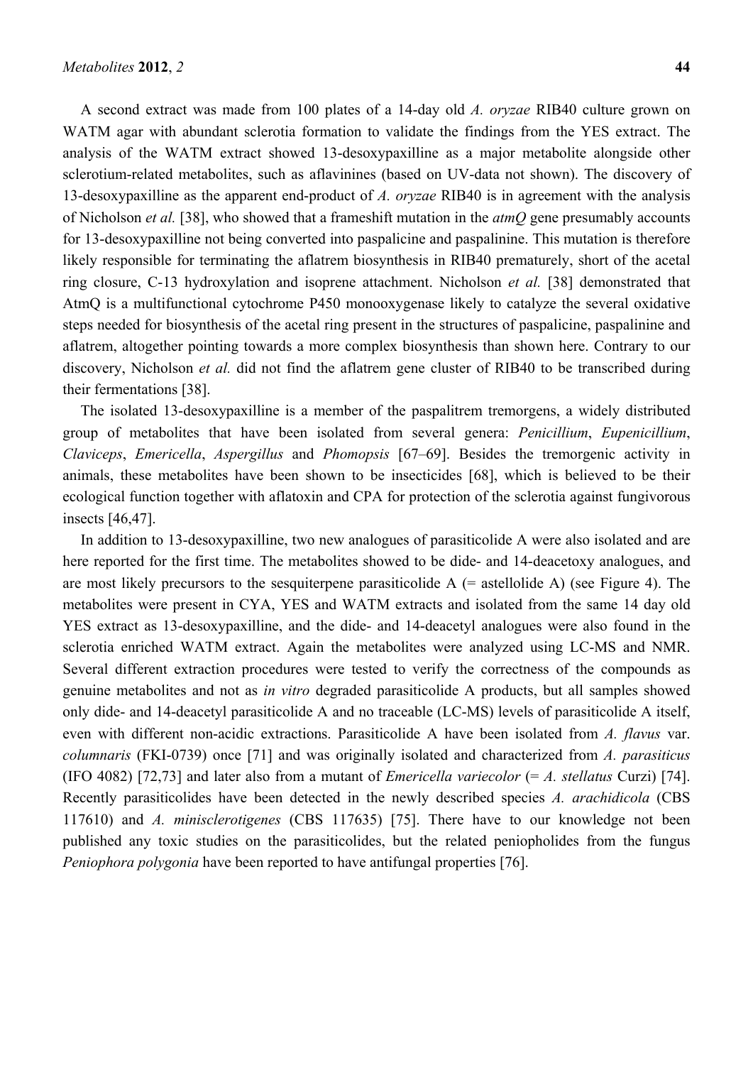A second extract was made from 100 plates of a 14-day old *A. oryzae* RIB40 culture grown on WATM agar with abundant sclerotia formation to validate the findings from the YES extract. The analysis of the WATM extract showed 13-desoxypaxilline as a major metabolite alongside other sclerotium-related metabolites, such as aflavinines (based on UV-data not shown). The discovery of 13-desoxypaxilline as the apparent end-product of *A. oryzae* RIB40 is in agreement with the analysis of Nicholson *et al.* [38], who showed that a frameshift mutation in the *atmQ* gene presumably accounts for 13-desoxypaxilline not being converted into paspalicine and paspalinine. This mutation is therefore likely responsible for terminating the aflatrem biosynthesis in RIB40 prematurely, short of the acetal ring closure, C-13 hydroxylation and isoprene attachment. Nicholson *et al.* [38] demonstrated that AtmQ is a multifunctional cytochrome P450 monooxygenase likely to catalyze the several oxidative steps needed for biosynthesis of the acetal ring present in the structures of paspalicine, paspalinine and aflatrem, altogether pointing towards a more complex biosynthesis than shown here. Contrary to our discovery, Nicholson *et al.* did not find the aflatrem gene cluster of RIB40 to be transcribed during their fermentations [38].

The isolated 13-desoxypaxilline is a member of the paspalitrem tremorgens, a widely distributed group of metabolites that have been isolated from several genera: *Penicillium*, *Eupenicillium*, *Claviceps*, *Emericella*, *Aspergillus* and *Phomopsis* [67–69]. Besides the tremorgenic activity in animals, these metabolites have been shown to be insecticides [68], which is believed to be their ecological function together with aflatoxin and CPA for protection of the sclerotia against fungivorous insects [46,47].

In addition to 13-desoxypaxilline, two new analogues of parasiticolide A were also isolated and are here reported for the first time. The metabolites showed to be dide- and 14-deacetoxy analogues, and are most likely precursors to the sesquiterpene parasiticolide A (= astellolide A) (see Figure 4). The metabolites were present in CYA, YES and WATM extracts and isolated from the same 14 day old YES extract as 13-desoxypaxilline, and the dide- and 14-deacetyl analogues were also found in the sclerotia enriched WATM extract. Again the metabolites were analyzed using LC-MS and NMR. Several different extraction procedures were tested to verify the correctness of the compounds as genuine metabolites and not as *in vitro* degraded parasiticolide A products, but all samples showed only dide- and 14-deacetyl parasiticolide A and no traceable (LC-MS) levels of parasiticolide A itself, even with different non-acidic extractions. Parasiticolide A have been isolated from *A. flavus* var. *columnaris* (FKI-0739) once [71] and was originally isolated and characterized from *A. parasiticus* (IFO 4082) [72,73] and later also from a mutant of *Emericella variecolor* (= *A. stellatus* Curzi) [74]. Recently parasiticolides have been detected in the newly described species *A. arachidicola* (CBS 117610) and *A. minisclerotigenes* (CBS 117635) [75]. There have to our knowledge not been published any toxic studies on the parasiticolides, but the related peniopholides from the fungus *Peniophora polygonia* have been reported to have antifungal properties [76].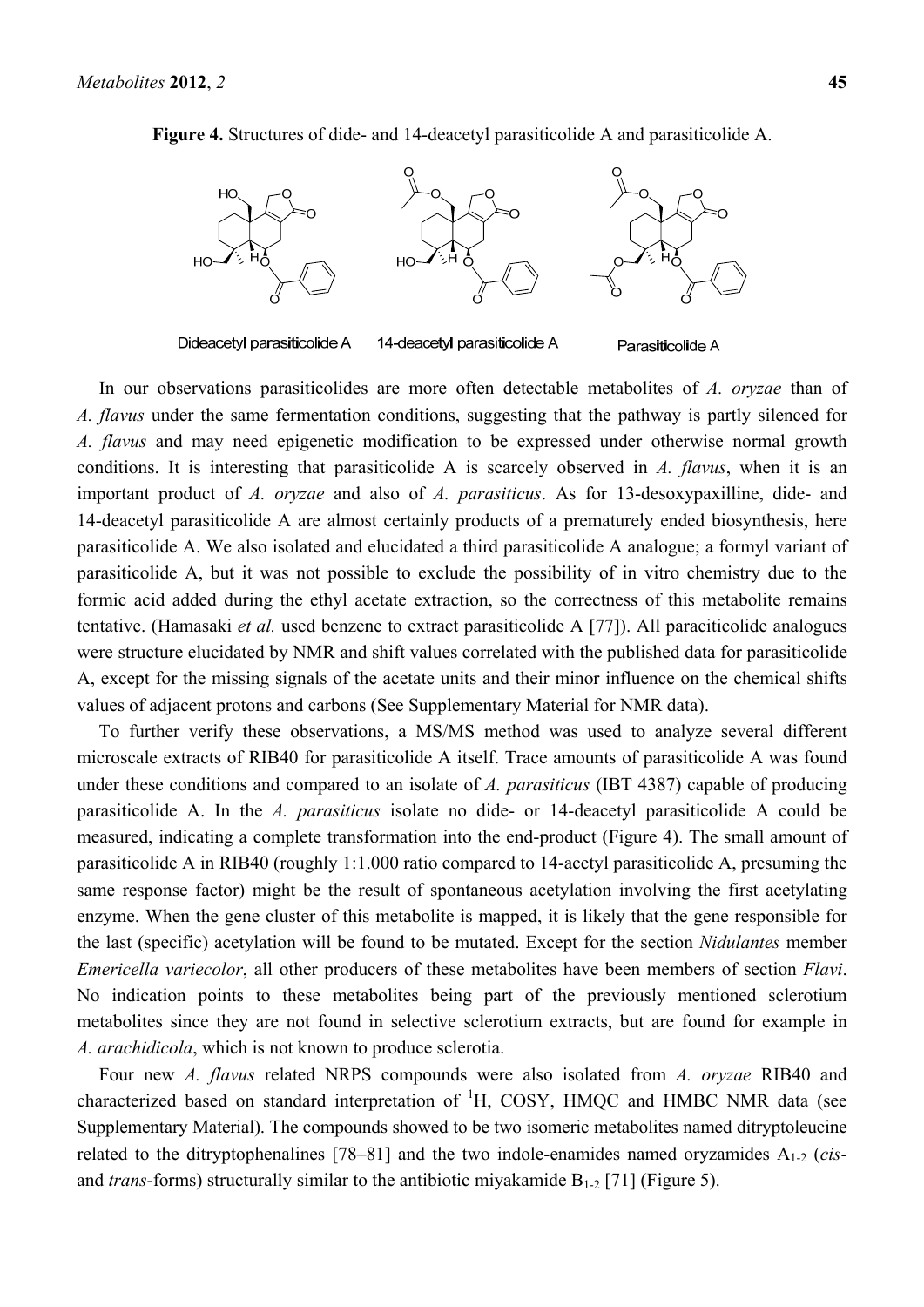**Figure 4.** Structures of dide- and 14-deacetyl parasiticolide A and parasiticolide A.

Dideacetyl parasiticolide A    14-deacetyl parasiticolide A    Parasiticolide A

In our observations parasiticolides are more often detectable metabolites of *A. oryzae* than of *A. flavus* under the same fermentation conditions, suggesting that the pathway is partly silenced for *A. flavus* and may need epigenetic modification to be expressed under otherwise normal growth conditions. It is interesting that parasiticolide A is scarcely observed in *A. flavus*, when it is an important product of *A. oryzae* and also of *A. parasiticus*. As for 13-desoxypaxilline, dide- and 14-deacetyl parasiticolide A are almost certainly products of a prematurely ended biosynthesis, here parasiticolide A. We also isolated and elucidated a third parasiticolide A analogue; a formyl variant of parasiticolide A, but it was not possible to exclude the possibility of in vitro chemistry due to the formic acid added during the ethyl acetate extraction, so the correctness of this metabolite remains tentative. (Hamasaki *et al.* used benzene to extract parasiticolide A [77]). All paraciticolide analogues were structure elucidated by NMR and shift values correlated with the published data for parasiticolide A, except for the missing signals of the acetate units and their minor influence on the chemical shifts values of adjacent protons and carbons (See Supplementary Material for NMR data).

To further verify these observations, a MS/MS method was used to analyze several different microscale extracts of RIB40 for parasiticolide A itself. Trace amounts of parasiticolide A was found under these conditions and compared to an isolate of *A. parasiticus* (IBT 4387) capable of producing parasiticolide A. In the *A. parasiticus* isolate no dide- or 14-deacetyl parasiticolide A could be measured, indicating a complete transformation into the end-product (Figure 4). The small amount of parasiticolide A in RIB40 (roughly 1:1.000 ratio compared to 14-acetyl parasiticolide A, presuming the same response factor) might be the result of spontaneous acetylation involving the first acetylating enzyme. When the gene cluster of this metabolite is mapped, it is likely that the gene responsible for the last (specific) acetylation will be found to be mutated. Except for the section *Nidulantes* member *Emericella variecolor*, all other producers of these metabolites have been members of section *Flavi*. No indication points to these metabolites being part of the previously mentioned sclerotium metabolites since they are not found in selective sclerotium extracts, but are found for example in *A. arachidicola*, which is not known to produce sclerotia.

Four new *A. flavus* related NRPS compounds were also isolated from *A. oryzae* RIB40 and characterized based on standard interpretation of $^{1}$H, COSY, HMQC and HMBC NMR data (see Supplementary Material). The compounds showed to be two isomeric metabolites named ditryptoleucine related to the ditryptophenalines [78–81] and the two indole-enamides named oryzamides $A_{1\text{-}2}$ (*cis*- and *trans*-forms) structurally similar to the antibiotic miyakamide $B_{1\text{-}2}$ [71] (Figure 5).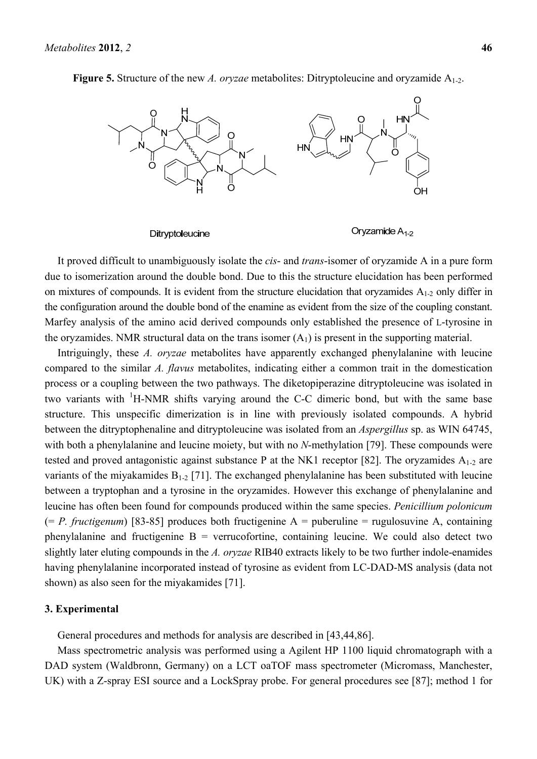**Figure 5.** Structure of the new *A. oryzae* metabolites: Ditryptoleucine and oryzamide $A_{1\text{-}2}$.

Ditryptoleucine

Oryzamide $A_{1\text{-}2}$

It proved difficult to unambiguously isolate the *cis*- and *trans*-isomer of oryzamide A in a pure form due to isomerization around the double bond. Due to this the structure elucidation has been performed on mixtures of compounds. It is evident from the structure elucidation that oryzamides $A_{1\text{-}2}$ only differ in the configuration around the double bond of the enamine as evident from the size of the coupling constant. Marfey analysis of the amino acid derived compounds only established the presence of L-tyrosine in the oryzamides. NMR structural data on the trans isomer ($A_1$) is present in the supporting material.

Intriguingly, these *A. oryzae* metabolites have apparently exchanged phenylalanine with leucine compared to the similar *A. flavus* metabolites, indicating either a common trait in the domestication process or a coupling between the two pathways. The diketopiperazine ditryptoleucine was isolated in two variants with $^{1}$H-NMR shifts varying around the C-C dimeric bond, but with the same base structure. This unspecific dimerization is in line with previously isolated compounds. A hybrid between the ditryptophenaline and ditryptoleucine was isolated from an *Aspergillus* sp. as WIN 64745, with both a phenylalanine and leucine moiety, but with no *N*-methylation [79]. These compounds were tested and proved antagonistic against substance P at the NK1 receptor [82]. The oryzamides $A_{1\text{-}2}$ are variants of the miyakamides $B_{1\text{-}2}$ [71]. The exchanged phenylalanine has been substituted with leucine between a tryptophan and a tyrosine in the oryzamides. However this exchange of phenylalanine and leucine has often been found for compounds produced within the same species. *Penicillium polonicum* (= *P. fructigenum*) [83-85] produces both fructigenine A = puberuline = rugulosuvine A, containing phenylalanine and fructigenine B = verrucofortine, containing leucine. We could also detect two slightly later eluting compounds in the *A. oryzae* RIB40 extracts likely to be two further indole-enamides having phenylalanine incorporated instead of tyrosine as evident from LC-DAD-MS analysis (data not shown) as also seen for the miyakamides [71].

## 3. Experimental

General procedures and methods for analysis are described in [43,44,86].

Mass spectrometric analysis was performed using a Agilent HP 1100 liquid chromatograph with a DAD system (Waldbronn, Germany) on a LCT oaTOF mass spectrometer (Micromass, Manchester, UK) with a Z-spray ESI source and a LockSpray probe. For general procedures see [87]; method 1 for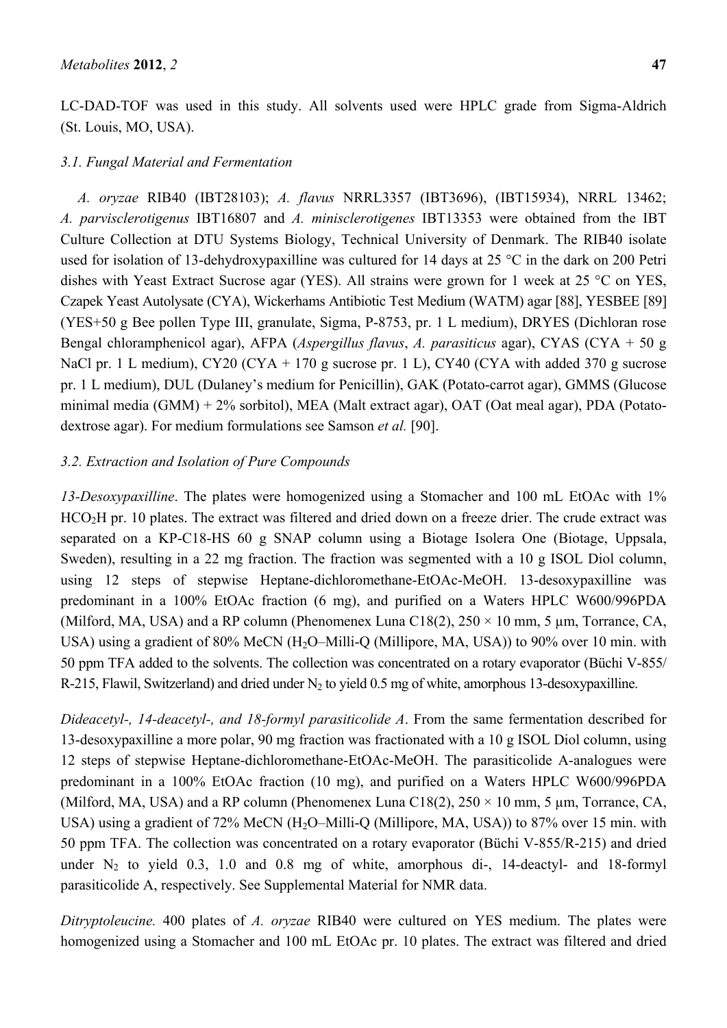LC-DAD-TOF was used in this study. All solvents used were HPLC grade from Sigma-Aldrich (St. Louis, MO, USA).

### *3.1. Fungal Material and Fermentation*

*A. oryzae* RIB40 (IBT28103); *A. flavus* NRRL3357 (IBT3696), (IBT15934), NRRL 13462; *A. parvisclerotigenus* IBT16807 and *A. minisclerotigenes* IBT13353 were obtained from the IBT Culture Collection at DTU Systems Biology, Technical University of Denmark. The RIB40 isolate used for isolation of 13-dehydroxypaxilline was cultured for 14 days at 25 °C in the dark on 200 Petri dishes with Yeast Extract Sucrose agar (YES). All strains were grown for 1 week at 25 °C on YES, Czapek Yeast Autolysate (CYA), Wickerhams Antibiotic Test Medium (WATM) agar [88], YESBEE [89] (YES+50 g Bee pollen Type III, granulate, Sigma, P-8753, pr. 1 L medium), DRYES (Dichloran rose Bengal chloramphenicol agar), AFPA (*Aspergillus flavus*, *A. parasiticus* agar), CYAS (CYA + 50 g NaCl pr. 1 L medium), CY20 (CYA + 170 g sucrose pr. 1 L), CY40 (CYA with added 370 g sucrose pr. 1 L medium), DUL (Dulaney's medium for Penicillin), GAK (Potato-carrot agar), GMMS (Glucose minimal media (GMM) + 2% sorbitol), MEA (Malt extract agar), OAT (Oat meal agar), PDA (Potato-dextrose agar). For medium formulations see Samson *et al.* [90].

### *3.2. Extraction and Isolation of Pure Compounds*

*13-Desoxypaxilline*. The plates were homogenized using a Stomacher and 100 mL EtOAc with 1% $HCO_2H$ pr. 10 plates. The extract was filtered and dried down on a freeze drier. The crude extract was separated on a KP-C18-HS 60 g SNAP column using a Biotage Isolera One (Biotage, Uppsala, Sweden), resulting in a 22 mg fraction. The fraction was segmented with a 10 g ISOL Diol column, using 12 steps of stepwise Heptane-dichloromethane-EtOAc-MeOH. 13-desoxypaxilline was predominant in a 100% EtOAc fraction (6 mg), and purified on a Waters HPLC W600/996PDA (Milford, MA, USA) and a RP column (Phenomenex Luna C18(2), 250 × 10 mm, 5 µm, Torrance, CA, USA) using a gradient of 80% MeCN ($H_2O$–Milli-Q (Millipore, MA, USA)) to 90% over 10 min. with 50 ppm TFA added to the solvents. The collection was concentrated on a rotary evaporator (Büchi V-855/R-215, Flawil, Switzerland) and dried under $N_2$ to yield 0.5 mg of white, amorphous 13-desoxypaxilline.

*Dideacetyl-, 14-deacetyl-, and 18-formyl parasiticolide A*. From the same fermentation described for 13-desoxypaxilline a more polar, 90 mg fraction was fractionated with a 10 g ISOL Diol column, using 12 steps of stepwise Heptane-dichloromethane-EtOAc-MeOH. The parasiticolide A-analogues were predominant in a 100% EtOAc fraction (10 mg), and purified on a Waters HPLC W600/996PDA (Milford, MA, USA) and a RP column (Phenomenex Luna C18(2), 250 × 10 mm, 5 µm, Torrance, CA, USA) using a gradient of 72% MeCN ($H_2O$–Milli-Q (Millipore, MA, USA)) to 87% over 15 min. with 50 ppm TFA. The collection was concentrated on a rotary evaporator (Büchi V-855/R-215) and dried under $N_2$ to yield 0.3, 1.0 and 0.8 mg of white, amorphous di-, 14-deactyl- and 18-formyl parasiticolide A, respectively. See Supplemental Material for NMR data.

*Ditryptoleucine.* 400 plates of *A. oryzae* RIB40 were cultured on YES medium. The plates were homogenized using a Stomacher and 100 mL EtOAc pr. 10 plates. The extract was filtered and dried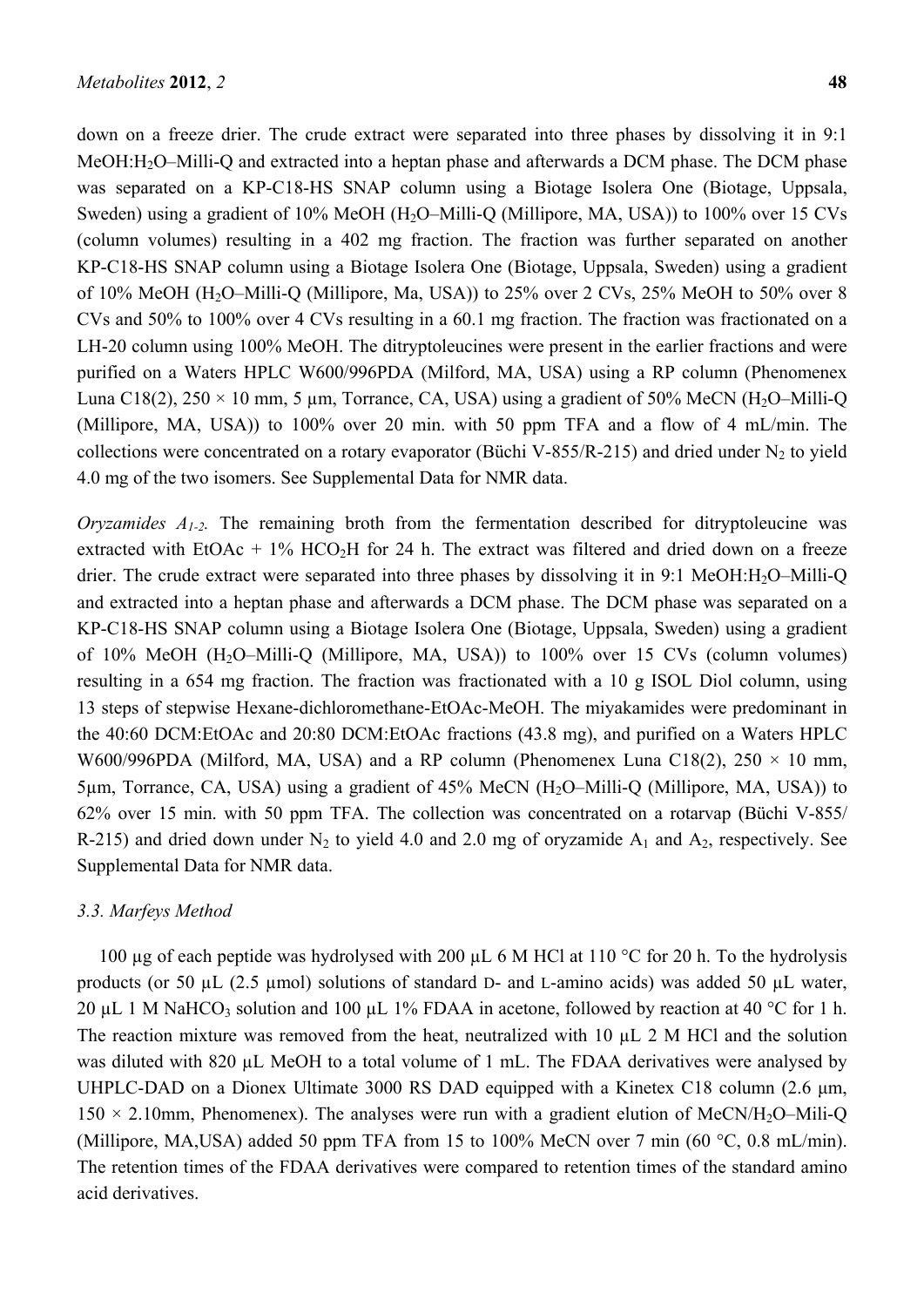down on a freeze drier. The crude extract were separated into three phases by dissolving it in 9:1 MeOH:$H_2O$–Milli-Q and extracted into a heptan phase and afterwards a DCM phase. The DCM phase was separated on a KP-C18-HS SNAP column using a Biotage Isolera One (Biotage, Uppsala, Sweden) using a gradient of 10% MeOH ($H_2O$–Milli-Q (Millipore, MA, USA)) to 100% over 15 CVs (column volumes) resulting in a 402 mg fraction. The fraction was further separated on another KP-C18-HS SNAP column using a Biotage Isolera One (Biotage, Uppsala, Sweden) using a gradient of 10% MeOH ($H_2O$–Milli-Q (Millipore, Ma, USA)) to 25% over 2 CVs, 25% MeOH to 50% over 8 CVs and 50% to 100% over 4 CVs resulting in a 60.1 mg fraction. The fraction was fractionated on a LH-20 column using 100% MeOH. The ditryptoleucines were present in the earlier fractions and were purified on a Waters HPLC W600/996PDA (Milford, MA, USA) using a RP column (Phenomenex Luna C18(2), 250 × 10 mm, 5 µm, Torrance, CA, USA) using a gradient of 50% MeCN ($H_2O$–Milli-Q (Millipore, MA, USA)) to 100% over 20 min. with 50 ppm TFA and a flow of 4 mL/min. The collections were concentrated on a rotary evaporator (Büchi V-855/R-215) and dried under $N_2$ to yield 4.0 mg of the two isomers. See Supplemental Data for NMR data.

*Oryzamides $A_{1\text{-}2}$.* The remaining broth from the fermentation described for ditryptoleucine was extracted with EtOAc + 1% $HCO_2H$ for 24 h. The extract was filtered and dried down on a freeze drier. The crude extract were separated into three phases by dissolving it in 9:1 MeOH:$H_2O$–Milli-Q and extracted into a heptan phase and afterwards a DCM phase. The DCM phase was separated on a KP-C18-HS SNAP column using a Biotage Isolera One (Biotage, Uppsala, Sweden) using a gradient of 10% MeOH ($H_2O$–Milli-Q (Millipore, MA, USA)) to 100% over 15 CVs (column volumes) resulting in a 654 mg fraction. The fraction was fractionated with a 10 g ISOL Diol column, using 13 steps of stepwise Hexane-dichloromethane-EtOAc-MeOH. The miyakamides were predominant in the 40:60 DCM:EtOAc and 20:80 DCM:EtOAc fractions (43.8 mg), and purified on a Waters HPLC W600/996PDA (Milford, MA, USA) and a RP column (Phenomenex Luna C18(2), 250 × 10 mm, 5µm, Torrance, CA, USA) using a gradient of 45% MeCN ($H_2O$–Milli-Q (Millipore, MA, USA)) to 62% over 15 min. with 50 ppm TFA. The collection was concentrated on a rotarvap (Büchi V-855/ R-215) and dried down under $N_2$ to yield 4.0 and 2.0 mg of oryzamide $A_1$ and $A_2$, respectively. See Supplemental Data for NMR data.

### 3.3. Marfeys Method

100 µg of each peptide was hydrolysed with 200 µL 6 M HCl at 110 °C for 20 h. To the hydrolysis products (or 50 µL (2.5 µmol) solutions of standard D- and L-amino acids) was added 50 µL water, 20 µL 1 M $NaHCO_3$ solution and 100 µL 1% FDAA in acetone, followed by reaction at 40 °C for 1 h. The reaction mixture was removed from the heat, neutralized with 10 µL 2 M HCl and the solution was diluted with 820 µL MeOH to a total volume of 1 mL. The FDAA derivatives were analysed by UHPLC-DAD on a Dionex Ultimate 3000 RS DAD equipped with a Kinetex C18 column (2.6 µm, 150 × 2.10mm, Phenomenex). The analyses were run with a gradient elution of MeCN/$H_2O$–Mili-Q (Millipore, MA,USA) added 50 ppm TFA from 15 to 100% MeCN over 7 min (60 °C, 0.8 mL/min). The retention times of the FDAA derivatives were compared to retention times of the standard amino acid derivatives.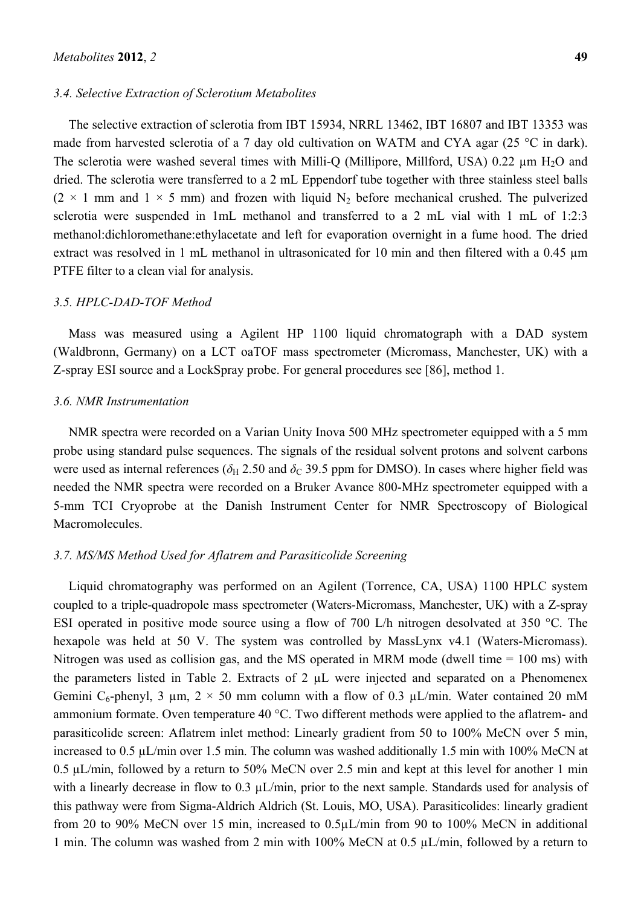### 3.4. Selective Extraction of Sclerotium Metabolites

The selective extraction of sclerotia from IBT 15934, NRRL 13462, IBT 16807 and IBT 13353 was made from harvested sclerotia of a 7 day old cultivation on WATM and CYA agar (25 °C in dark). The sclerotia were washed several times with Milli-Q (Millipore, Millford, USA) 0.22 µm $H_2O$ and dried. The sclerotia were transferred to a 2 mL Eppendorf tube together with three stainless steel balls (2 × 1 mm and 1 × 5 mm) and frozen with liquid $N_2$ before mechanical crushed. The pulverized sclerotia were suspended in 1mL methanol and transferred to a 2 mL vial with 1 mL of 1:2:3 methanol:dichloromethane:ethylacetate and left for evaporation overnight in a fume hood. The dried extract was resolved in 1 mL methanol in ultrasonicated for 10 min and then filtered with a 0.45 µm PTFE filter to a clean vial for analysis.

### 3.5. HPLC-DAD-TOF Method

Mass was measured using a Agilent HP 1100 liquid chromatograph with a DAD system (Waldbronn, Germany) on a LCT oaTOF mass spectrometer (Micromass, Manchester, UK) with a Z-spray ESI source and a LockSpray probe. For general procedures see [86], method 1.

### 3.6. NMR Instrumentation

NMR spectra were recorded on a Varian Unity Inova 500 MHz spectrometer equipped with a 5 mm probe using standard pulse sequences. The signals of the residual solvent protons and solvent carbons were used as internal references ($\delta_H$ 2.50 and $\delta_C$ 39.5 ppm for DMSO). In cases where higher field was needed the NMR spectra were recorded on a Bruker Avance 800-MHz spectrometer equipped with a 5-mm TCI Cryoprobe at the Danish Instrument Center for NMR Spectroscopy of Biological Macromolecules.

### 3.7. MS/MS Method Used for Aflatrem and Parasiticolide Screening

Liquid chromatography was performed on an Agilent (Torrence, CA, USA) 1100 HPLC system coupled to a triple-quadropole mass spectrometer (Waters-Micromass, Manchester, UK) with a Z-spray ESI operated in positive mode source using a flow of 700 L/h nitrogen desolvated at 350 °C. The hexapole was held at 50 V. The system was controlled by MassLynx v4.1 (Waters-Micromass). Nitrogen was used as collision gas, and the MS operated in MRM mode (dwell time = 100 ms) with the parameters listed in Table 2. Extracts of 2 µL were injected and separated on a Phenomenex Gemini $C_6$-phenyl, 3 µm, 2 × 50 mm column with a flow of 0.3 µL/min. Water contained 20 mM ammonium formate. Oven temperature 40 °C. Two different methods were applied to the aflatrem- and parasiticolide screen: Aflatrem inlet method: Linearly gradient from 50 to 100% MeCN over 5 min, increased to 0.5 µL/min over 1.5 min. The column was washed additionally 1.5 min with 100% MeCN at 0.5 µL/min, followed by a return to 50% MeCN over 2.5 min and kept at this level for another 1 min with a linearly decrease in flow to 0.3 µL/min, prior to the next sample. Standards used for analysis of this pathway were from Sigma-Aldrich Aldrich (St. Louis, MO, USA). Parasiticolides: linearly gradient from 20 to 90% MeCN over 15 min, increased to 0.5µL/min from 90 to 100% MeCN in additional 1 min. The column was washed from 2 min with 100% MeCN at 0.5 µL/min, followed by a return to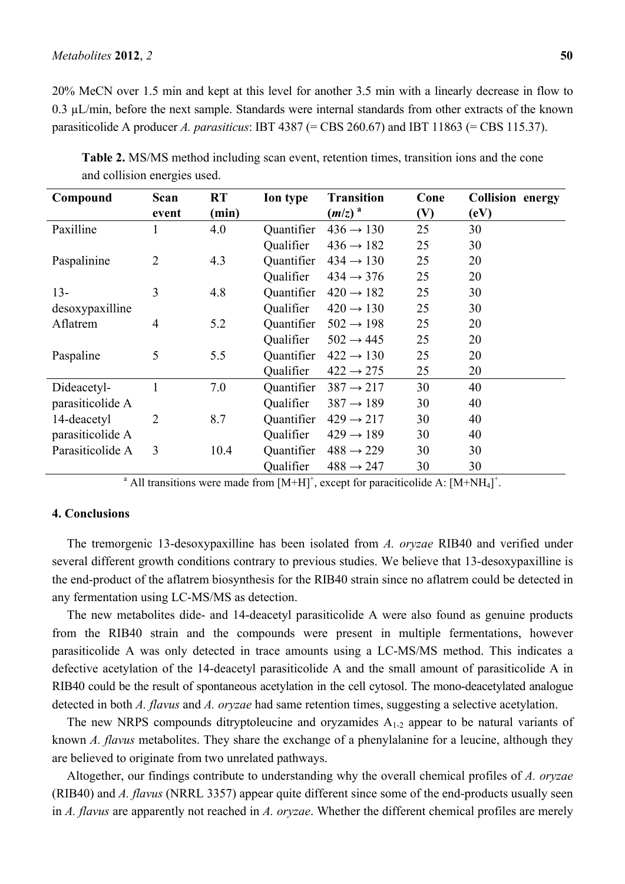20% MeCN over 1.5 min and kept at this level for another 3.5 min with a linearly decrease in flow to 0.3 µL/min, before the next sample. Standards were internal standards from other extracts of the known parasiticolide A producer *A. parasiticus*: IBT 4387 (= CBS 260.67) and IBT 11863 (= CBS 115.37).

**Table 2.** MS/MS method including scan event, retention times, transition ions and the cone and collision energies used.

| Compound | Scan event | RT (min) | Ion type | Transition ($m/z$) [a] | Cone (V) | Collision energy (eV) |
|---|---|---|---|---|---|---|
| Paxilline | 1 | 4.0 | Quantifier | 436 → 130 | 25 | 30 |
| | | | Qualifier | 436 → 182 | 25 | 30 |
| Paspalinine | 2 | 4.3 | Quantifier | 434 → 130 | 25 | 20 |
| | | | Qualifier | 434 → 376 | 25 | 20 |
| 13-desoxypaxilline | 3 | 4.8 | Quantifier | 420 → 182 | 25 | 30 |
| | | | Qualifier | 420 → 130 | 25 | 30 |
| Aflatrem | 4 | 5.2 | Quantifier | 502 → 198 | 25 | 20 |
| | | | Qualifier | 502 → 445 | 25 | 20 |
| Paspaline | 5 | 5.5 | Quantifier | 422 → 130 | 25 | 20 |
| | | | Qualifier | 422 → 275 | 25 | 20 |
| Dideacetyl-parasiticolide A | 1 | 7.0 | Quantifier | 387 → 217 | 30 | 40 |
| | | | Qualifier | 387 → 189 | 30 | 40 |
| 14-deacetyl parasiticolide A | 2 | 8.7 | Quantifier | 429 → 217 | 30 | 40 |
| | | | Qualifier | 429 → 189 | 30 | 40 |
| Parasiticolide A | 3 | 10.4 | Quantifier | 488 → 229 | 30 | 30 |
| | | | Qualifier | 488 → 247 | 30 | 30 |

[a] All transitions were made from $[M+H]^+$, except for paraciticolide A: $[M+NH_4]^+$.

## 4. Conclusions

The tremorgenic 13-desoxypaxilline has been isolated from *A. oryzae* RIB40 and verified under several different growth conditions contrary to previous studies. We believe that 13-desoxypaxilline is the end-product of the aflatrem biosynthesis for the RIB40 strain since no aflatrem could be detected in any fermentation using LC-MS/MS as detection.

The new metabolites dide- and 14-deacetyl parasiticolide A were also found as genuine products from the RIB40 strain and the compounds were present in multiple fermentations, however parasiticolide A was only detected in trace amounts using a LC-MS/MS method. This indicates a defective acetylation of the 14-deacetyl parasiticolide A and the small amount of parasiticolide A in RIB40 could be the result of spontaneous acetylation in the cell cytosol. The mono-deacetylated analogue detected in both *A. flavus* and *A. oryzae* had same retention times, suggesting a selective acetylation.

The new NRPS compounds ditryptoleucine and oryzamides $A_{1\text{-}2}$ appear to be natural variants of known *A. flavus* metabolites. They share the exchange of a phenylalanine for a leucine, although they are believed to originate from two unrelated pathways.

Altogether, our findings contribute to understanding why the overall chemical profiles of *A. oryzae* (RIB40) and *A. flavus* (NRRL 3357) appear quite different since some of the end-products usually seen in *A. flavus* are apparently not reached in *A. oryzae*. Whether the different chemical profiles are merely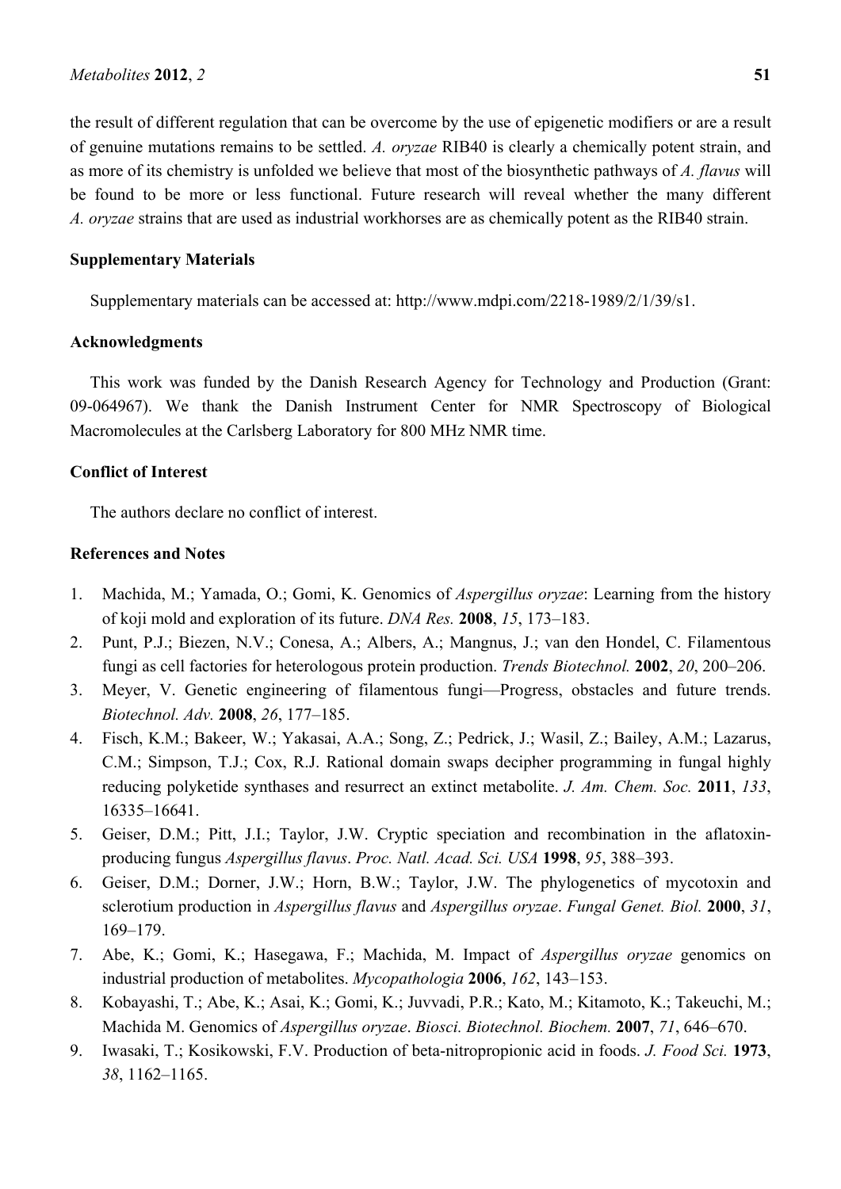the result of different regulation that can be overcome by the use of epigenetic modifiers or are a result of genuine mutations remains to be settled. *A. oryzae* RIB40 is clearly a chemically potent strain, and as more of its chemistry is unfolded we believe that most of the biosynthetic pathways of *A. flavus* will be found to be more or less functional. Future research will reveal whether the many different *A. oryzae* strains that are used as industrial workhorses are as chemically potent as the RIB40 strain.

## Supplementary Materials

Supplementary materials can be accessed at: http://www.mdpi.com/2218-1989/2/1/39/s1.

## Acknowledgments

This work was funded by the Danish Research Agency for Technology and Production (Grant: 09-064967). We thank the Danish Instrument Center for NMR Spectroscopy of Biological Macromolecules at the Carlsberg Laboratory for 800 MHz NMR time.

## Conflict of Interest

The authors declare no conflict of interest.

## References and Notes

1. Machida, M.; Yamada, O.; Gomi, K. Genomics of *Aspergillus oryzae*: Learning from the history of koji mold and exploration of its future. *DNA Res.* **2008**, *15*, 173–183.
2. Punt, P.J.; Biezen, N.V.; Conesa, A.; Albers, A.; Mangnus, J.; van den Hondel, C. Filamentous fungi as cell factories for heterologous protein production. *Trends Biotechnol.* **2002**, *20*, 200–206.
3. Meyer, V. Genetic engineering of filamentous fungi—Progress, obstacles and future trends. *Biotechnol. Adv.* **2008**, *26*, 177–185.
4. Fisch, K.M.; Bakeer, W.; Yakasai, A.A.; Song, Z.; Pedrick, J.; Wasil, Z.; Bailey, A.M.; Lazarus, C.M.; Simpson, T.J.; Cox, R.J. Rational domain swaps decipher programming in fungal highly reducing polyketide synthases and resurrect an extinct metabolite. *J. Am. Chem. Soc.* **2011**, *133*, 16335–16641.
5. Geiser, D.M.; Pitt, J.I.; Taylor, J.W. Cryptic speciation and recombination in the aflatoxin-producing fungus *Aspergillus flavus*. *Proc. Natl. Acad. Sci. USA* **1998**, *95*, 388–393.
6. Geiser, D.M.; Dorner, J.W.; Horn, B.W.; Taylor, J.W. The phylogenetics of mycotoxin and sclerotium production in *Aspergillus flavus* and *Aspergillus oryzae*. *Fungal Genet. Biol.* **2000**, *31*, 169–179.
7. Abe, K.; Gomi, K.; Hasegawa, F.; Machida, M. Impact of *Aspergillus oryzae* genomics on industrial production of metabolites. *Mycopathologia* **2006**, *162*, 143–153.
8. Kobayashi, T.; Abe, K.; Asai, K.; Gomi, K.; Juvvadi, P.R.; Kato, M.; Kitamoto, K.; Takeuchi, M.; Machida M. Genomics of *Aspergillus oryzae*. *Biosci. Biotechnol. Biochem.* **2007**, *71*, 646–670.
9. Iwasaki, T.; Kosikowski, F.V. Production of beta-nitropropionic acid in foods. *J. Food Sci.* **1973**, *38*, 1162–1165.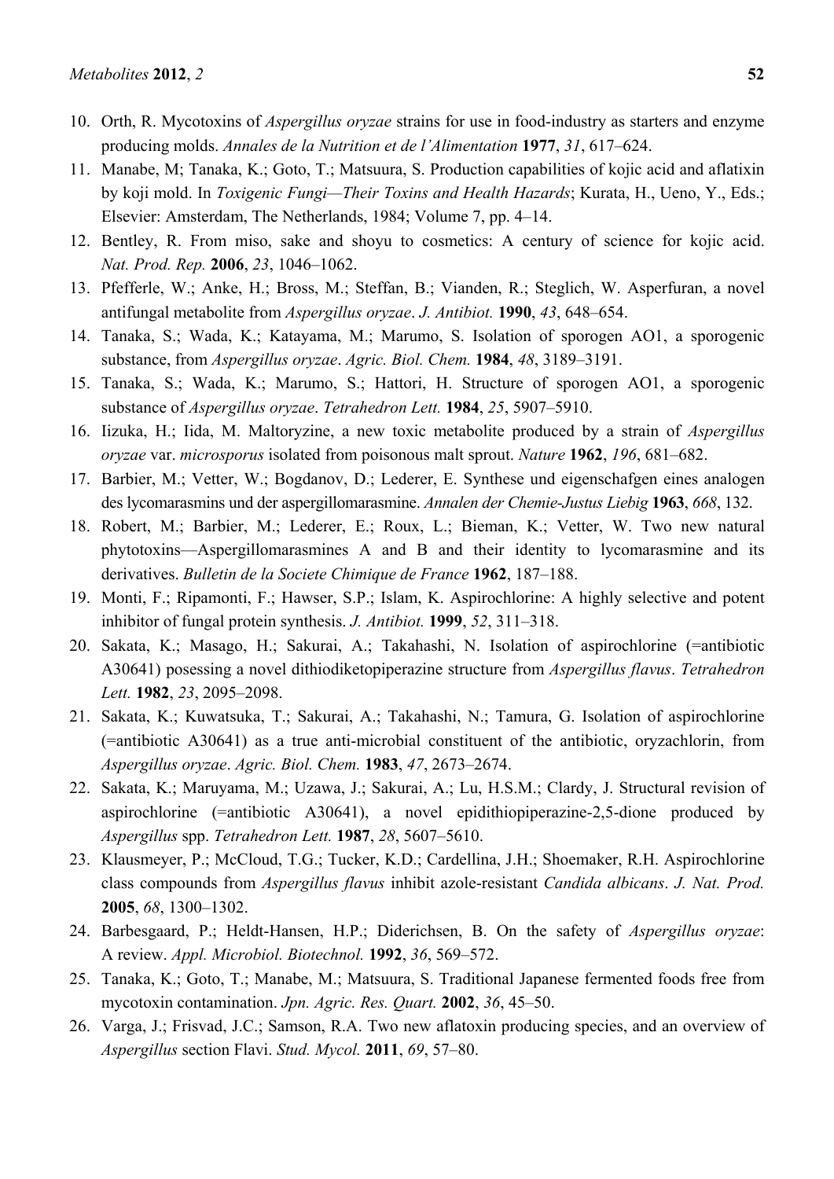10. Orth, R. Mycotoxins of *Aspergillus oryzae* strains for use in food-industry as starters and enzyme producing molds. *Annales de la Nutrition et de l'Alimentation* **1977**, *31*, 617–624.
11. Manabe, M; Tanaka, K.; Goto, T.; Matsuura, S. Production capabilities of kojic acid and aflatixin by koji mold. In *Toxigenic Fungi—Their Toxins and Health Hazards*; Kurata, H., Ueno, Y., Eds.; Elsevier: Amsterdam, The Netherlands, 1984; Volume 7, pp. 4–14.
12. Bentley, R. From miso, sake and shoyu to cosmetics: A century of science for kojic acid. *Nat. Prod. Rep.* **2006**, *23*, 1046–1062.
13. Pfefferle, W.; Anke, H.; Bross, M.; Steffan, B.; Vianden, R.; Steglich, W. Asperfuran, a novel antifungal metabolite from *Aspergillus oryzae*. *J. Antibiot.* **1990**, *43*, 648–654.
14. Tanaka, S.; Wada, K.; Katayama, M.; Marumo, S. Isolation of sporogen AO1, a sporogenic substance, from *Aspergillus oryzae*. *Agric. Biol. Chem.* **1984**, *48*, 3189–3191.
15. Tanaka, S.; Wada, K.; Marumo, S.; Hattori, H. Structure of sporogen AO1, a sporogenic substance of *Aspergillus oryzae*. *Tetrahedron Lett.* **1984**, *25*, 5907–5910.
16. Iizuka, H.; Iida, M. Maltoryzine, a new toxic metabolite produced by a strain of *Aspergillus oryzae* var. *microsporus* isolated from poisonous malt sprout. *Nature* **1962**, *196*, 681–682.
17. Barbier, M.; Vetter, W.; Bogdanov, D.; Lederer, E. Synthese und eigenschafgen eines analogen des lycomarasmins und der aspergillomarasmine. *Annalen der Chemie-Justus Liebig* **1963**, *668*, 132.
18. Robert, M.; Barbier, M.; Lederer, E.; Roux, L.; Bieman, K.; Vetter, W. Two new natural phytotoxins—Aspergillomarasmines A and B and their identity to lycomarasmine and its derivatives. *Bulletin de la Societe Chimique de France* **1962**, 187–188.
19. Monti, F.; Ripamonti, F.; Hawser, S.P.; Islam, K. Aspirochlorine: A highly selective and potent inhibitor of fungal protein synthesis. *J. Antibiot.* **1999**, *52*, 311–318.
20. Sakata, K.; Masago, H.; Sakurai, A.; Takahashi, N. Isolation of aspirochlorine (=antibiotic A30641) posessing a novel dithiodiketopiperazine structure from *Aspergillus flavus*. *Tetrahedron Lett.* **1982**, *23*, 2095–2098.
21. Sakata, K.; Kuwatsuka, T.; Sakurai, A.; Takahashi, N.; Tamura, G. Isolation of aspirochlorine (=antibiotic A30641) as a true anti-microbial constituent of the antibiotic, oryzachlorin, from *Aspergillus oryzae*. *Agric. Biol. Chem.* **1983**, *47*, 2673–2674.
22. Sakata, K.; Maruyama, M.; Uzawa, J.; Sakurai, A.; Lu, H.S.M.; Clardy, J. Structural revision of aspirochlorine (=antibiotic A30641), a novel epidithiopiperazine-2,5-dione produced by *Aspergillus* spp. *Tetrahedron Lett.* **1987**, *28*, 5607–5610.
23. Klausmeyer, P.; McCloud, T.G.; Tucker, K.D.; Cardellina, J.H.; Shoemaker, R.H. Aspirochlorine class compounds from *Aspergillus flavus* inhibit azole-resistant *Candida albicans*. *J. Nat. Prod.* **2005**, *68*, 1300–1302.
24. Barbesgaard, P.; Heldt-Hansen, H.P.; Diderichsen, B. On the safety of *Aspergillus oryzae*: A review. *Appl. Microbiol. Biotechnol.* **1992**, *36*, 569–572.
25. Tanaka, K.; Goto, T.; Manabe, M.; Matsuura, S. Traditional Japanese fermented foods free from mycotoxin contamination. *Jpn. Agric. Res. Quart.* **2002**, *36*, 45–50.
26. Varga, J.; Frisvad, J.C.; Samson, R.A. Two new aflatoxin producing species, and an overview of *Aspergillus* section Flavi. *Stud. Mycol.* **2011**, *69*, 57–80.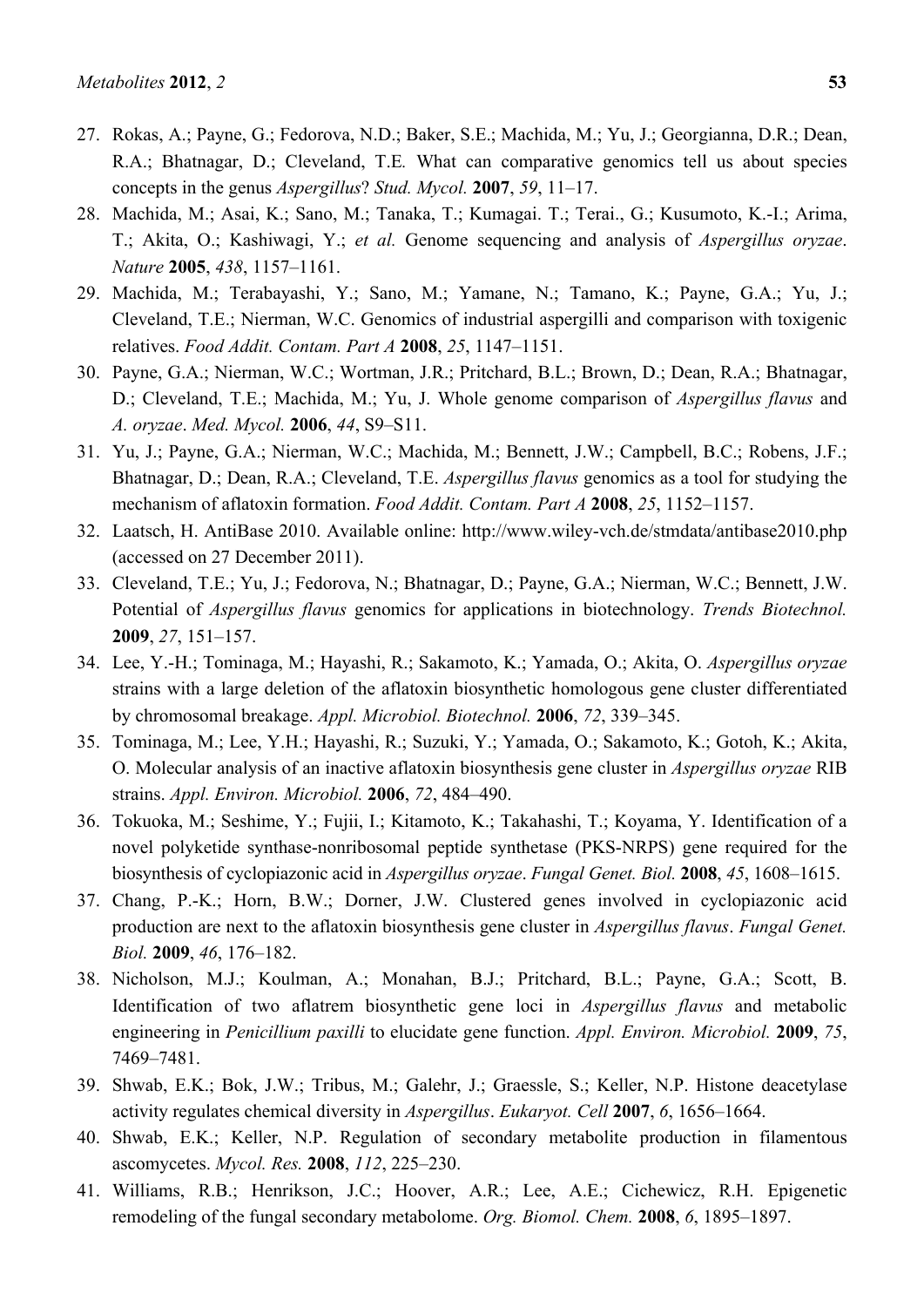27. Rokas, A.; Payne, G.; Fedorova, N.D.; Baker, S.E.; Machida, M.; Yu, J.; Georgianna, D.R.; Dean, R.A.; Bhatnagar, D.; Cleveland, T.E. What can comparative genomics tell us about species concepts in the genus *Aspergillus*? *Stud. Mycol.* **2007**, *59*, 11–17.
28. Machida, M.; Asai, K.; Sano, M.; Tanaka, T.; Kumagai. T.; Terai., G.; Kusumoto, K.-I.; Arima, T.; Akita, O.; Kashiwagi, Y.; *et al.* Genome sequencing and analysis of *Aspergillus oryzae*. *Nature* **2005**, *438*, 1157–1161.
29. Machida, M.; Terabayashi, Y.; Sano, M.; Yamane, N.; Tamano, K.; Payne, G.A.; Yu, J.; Cleveland, T.E.; Nierman, W.C. Genomics of industrial aspergilli and comparison with toxigenic relatives. *Food Addit. Contam. Part A* **2008**, *25*, 1147–1151.
30. Payne, G.A.; Nierman, W.C.; Wortman, J.R.; Pritchard, B.L.; Brown, D.; Dean, R.A.; Bhatnagar, D.; Cleveland, T.E.; Machida, M.; Yu, J. Whole genome comparison of *Aspergillus flavus* and *A. oryzae*. *Med. Mycol.* **2006**, *44*, S9–S11.
31. Yu, J.; Payne, G.A.; Nierman, W.C.; Machida, M.; Bennett, J.W.; Campbell, B.C.; Robens, J.F.; Bhatnagar, D.; Dean, R.A.; Cleveland, T.E. *Aspergillus flavus* genomics as a tool for studying the mechanism of aflatoxin formation. *Food Addit. Contam. Part A* **2008**, *25*, 1152–1157.
32. Laatsch, H. AntiBase 2010. Available online: http://www.wiley-vch.de/stmdata/antibase2010.php (accessed on 27 December 2011).
33. Cleveland, T.E.; Yu, J.; Fedorova, N.; Bhatnagar, D.; Payne, G.A.; Nierman, W.C.; Bennett, J.W. Potential of *Aspergillus flavus* genomics for applications in biotechnology. *Trends Biotechnol.* **2009**, *27*, 151–157.
34. Lee, Y.-H.; Tominaga, M.; Hayashi, R.; Sakamoto, K.; Yamada, O.; Akita, O. *Aspergillus oryzae* strains with a large deletion of the aflatoxin biosynthetic homologous gene cluster differentiated by chromosomal breakage. *Appl. Microbiol. Biotechnol.* **2006**, *72*, 339–345.
35. Tominaga, M.; Lee, Y.H.; Hayashi, R.; Suzuki, Y.; Yamada, O.; Sakamoto, K.; Gotoh, K.; Akita, O. Molecular analysis of an inactive aflatoxin biosynthesis gene cluster in *Aspergillus oryzae* RIB strains. *Appl. Environ. Microbiol.* **2006**, *72*, 484–490.
36. Tokuoka, M.; Seshime, Y.; Fujii, I.; Kitamoto, K.; Takahashi, T.; Koyama, Y. Identification of a novel polyketide synthase-nonribosomal peptide synthetase (PKS-NRPS) gene required for the biosynthesis of cyclopiazonic acid in *Aspergillus oryzae*. *Fungal Genet. Biol.* **2008**, *45*, 1608–1615.
37. Chang, P.-K.; Horn, B.W.; Dorner, J.W. Clustered genes involved in cyclopiazonic acid production are next to the aflatoxin biosynthesis gene cluster in *Aspergillus flavus*. *Fungal Genet. Biol.* **2009**, *46*, 176–182.
38. Nicholson, M.J.; Koulman, A.; Monahan, B.J.; Pritchard, B.L.; Payne, G.A.; Scott, B. Identification of two aflatrem biosynthetic gene loci in *Aspergillus flavus* and metabolic engineering in *Penicillium paxilli* to elucidate gene function. *Appl. Environ. Microbiol.* **2009**, *75*, 7469–7481.
39. Shwab, E.K.; Bok, J.W.; Tribus, M.; Galehr, J.; Graessle, S.; Keller, N.P. Histone deacetylase activity regulates chemical diversity in *Aspergillus*. *Eukaryot. Cell* **2007**, *6*, 1656–1664.
40. Shwab, E.K.; Keller, N.P. Regulation of secondary metabolite production in filamentous ascomycetes. *Mycol. Res.* **2008**, *112*, 225–230.
41. Williams, R.B.; Henrikson, J.C.; Hoover, A.R.; Lee, A.E.; Cichewicz, R.H. Epigenetic remodeling of the fungal secondary metabolome. *Org. Biomol. Chem.* **2008**, *6*, 1895–1897.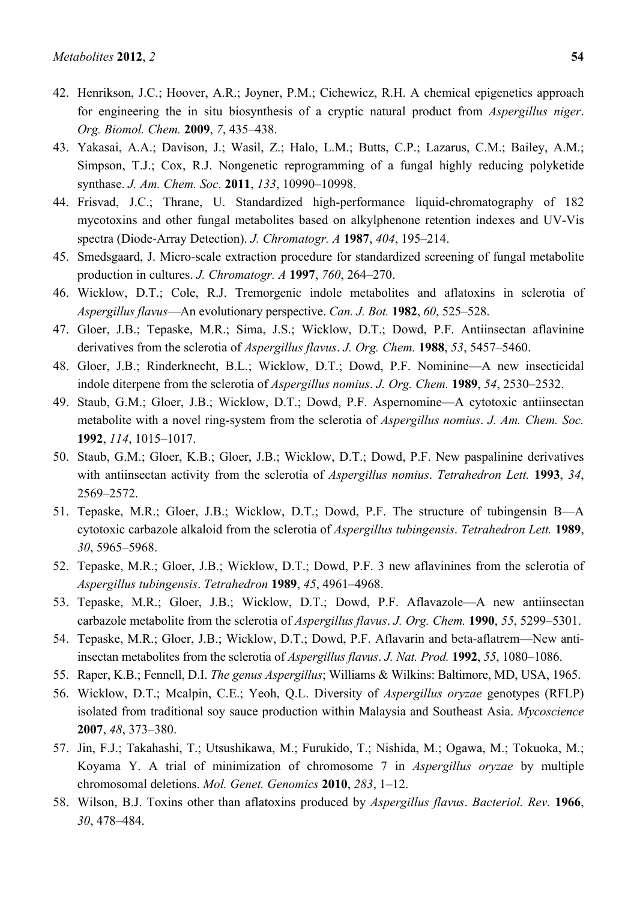42. Henrikson, J.C.; Hoover, A.R.; Joyner, P.M.; Cichewicz, R.H. A chemical epigenetics approach for engineering the in situ biosynthesis of a cryptic natural product from *Aspergillus niger*. *Org. Biomol. Chem.* **2009**, *7*, 435–438.
43. Yakasai, A.A.; Davison, J.; Wasil, Z.; Halo, L.M.; Butts, C.P.; Lazarus, C.M.; Bailey, A.M.; Simpson, T.J.; Cox, R.J. Nongenetic reprogramming of a fungal highly reducing polyketide synthase. *J. Am. Chem. Soc.* **2011**, *133*, 10990–10998.
44. Frisvad, J.C.; Thrane, U. Standardized high-performance liquid-chromatography of 182 mycotoxins and other fungal metabolites based on alkylphenone retention indexes and UV-Vis spectra (Diode-Array Detection). *J. Chromatogr. A* **1987**, *404*, 195–214.
45. Smedsgaard, J. Micro-scale extraction procedure for standardized screening of fungal metabolite production in cultures. *J. Chromatogr. A* **1997**, *760*, 264–270.
46. Wicklow, D.T.; Cole, R.J. Tremorgenic indole metabolites and aflatoxins in sclerotia of *Aspergillus flavus*—An evolutionary perspective. *Can. J. Bot.* **1982**, *60*, 525–528.
47. Gloer, J.B.; Tepaske, M.R.; Sima, J.S.; Wicklow, D.T.; Dowd, P.F. Antiinsectan aflavinine derivatives from the sclerotia of *Aspergillus flavus*. *J. Org. Chem.* **1988**, *53*, 5457–5460.
48. Gloer, J.B.; Rinderknecht, B.L.; Wicklow, D.T.; Dowd, P.F. Nominine—A new insecticidal indole diterpene from the sclerotia of *Aspergillus nomius*. *J. Org. Chem.* **1989**, *54*, 2530–2532.
49. Staub, G.M.; Gloer, J.B.; Wicklow, D.T.; Dowd, P.F. Aspernomine—A cytotoxic antiinsectan metabolite with a novel ring-system from the sclerotia of *Aspergillus nomius*. *J. Am. Chem. Soc.* **1992**, *114*, 1015–1017.
50. Staub, G.M.; Gloer, K.B.; Gloer, J.B.; Wicklow, D.T.; Dowd, P.F. New paspalinine derivatives with antiinsectan activity from the sclerotia of *Aspergillus nomius*. *Tetrahedron Lett.* **1993**, *34*, 2569–2572.
51. Tepaske, M.R.; Gloer, J.B.; Wicklow, D.T.; Dowd, P.F. The structure of tubingensin B—A cytotoxic carbazole alkaloid from the sclerotia of *Aspergillus tubingensis*. *Tetrahedron Lett.* **1989**, *30*, 5965–5968.
52. Tepaske, M.R.; Gloer, J.B.; Wicklow, D.T.; Dowd, P.F. 3 new aflavinines from the sclerotia of *Aspergillus tubingensis*. *Tetrahedron* **1989**, *45*, 4961–4968.
53. Tepaske, M.R.; Gloer, J.B.; Wicklow, D.T.; Dowd, P.F. Aflavazole—A new antiinsectan carbazole metabolite from the sclerotia of *Aspergillus flavus*. *J. Org. Chem.* **1990**, *55*, 5299–5301.
54. Tepaske, M.R.; Gloer, J.B.; Wicklow, D.T.; Dowd, P.F. Aflavarin and beta-aflatrem—New anti-insectan metabolites from the sclerotia of *Aspergillus flavus*. *J. Nat. Prod.* **1992**, *55*, 1080–1086.
55. Raper, K.B.; Fennell, D.I. *The genus Aspergillus*; Williams & Wilkins: Baltimore, MD, USA, 1965.
56. Wicklow, D.T.; Mcalpin, C.E.; Yeoh, Q.L. Diversity of *Aspergillus oryzae* genotypes (RFLP) isolated from traditional soy sauce production within Malaysia and Southeast Asia. *Mycoscience* **2007**, *48*, 373–380.
57. Jin, F.J.; Takahashi, T.; Utsushikawa, M.; Furukido, T.; Nishida, M.; Ogawa, M.; Tokuoka, M.; Koyama Y. A trial of minimization of chromosome 7 in *Aspergillus oryzae* by multiple chromosomal deletions. *Mol. Genet. Genomics* **2010**, *283*, 1–12.
58. Wilson, B.J. Toxins other than aflatoxins produced by *Aspergillus flavus*. *Bacteriol. Rev.* **1966**, *30*, 478–484.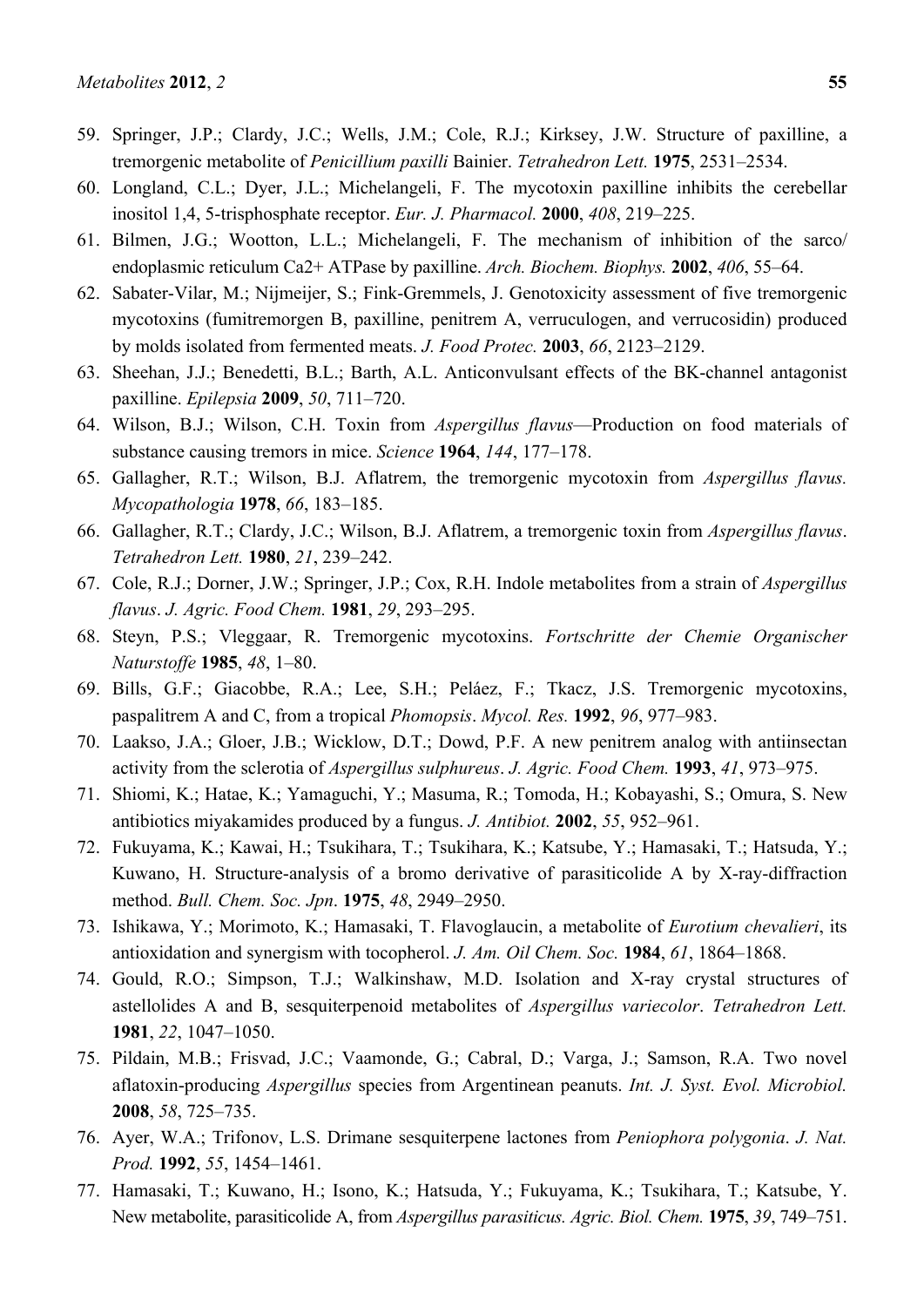59. Springer, J.P.; Clardy, J.C.; Wells, J.M.; Cole, R.J.; Kirksey, J.W. Structure of paxilline, a tremorgenic metabolite of *Penicillium paxilli* Bainier. *Tetrahedron Lett.* **1975**, 2531–2534.
60. Longland, C.L.; Dyer, J.L.; Michelangeli, F. The mycotoxin paxilline inhibits the cerebellar inositol 1,4, 5-trisphosphate receptor. *Eur. J. Pharmacol.* **2000**, *408*, 219–225.
61. Bilmen, J.G.; Wootton, L.L.; Michelangeli, F. The mechanism of inhibition of the sarco/endoplasmic reticulum Ca2+ ATPase by paxilline. *Arch. Biochem. Biophys.* **2002**, *406*, 55–64.
62. Sabater-Vilar, M.; Nijmeijer, S.; Fink-Gremmels, J. Genotoxicity assessment of five tremorgenic mycotoxins (fumitremorgen B, paxilline, penitrem A, verruculogen, and verrucosidin) produced by molds isolated from fermented meats. *J. Food Protec.* **2003**, *66*, 2123–2129.
63. Sheehan, J.J.; Benedetti, B.L.; Barth, A.L. Anticonvulsant effects of the BK-channel antagonist paxilline. *Epilepsia* **2009**, *50*, 711–720.
64. Wilson, B.J.; Wilson, C.H. Toxin from *Aspergillus flavus*—Production on food materials of substance causing tremors in mice. *Science* **1964**, *144*, 177–178.
65. Gallagher, R.T.; Wilson, B.J. Aflatrem, the tremorgenic mycotoxin from *Aspergillus flavus. Mycopathologia* **1978**, *66*, 183–185.
66. Gallagher, R.T.; Clardy, J.C.; Wilson, B.J. Aflatrem, a tremorgenic toxin from *Aspergillus flavus*. *Tetrahedron Lett.* **1980**, *21*, 239–242.
67. Cole, R.J.; Dorner, J.W.; Springer, J.P.; Cox, R.H. Indole metabolites from a strain of *Aspergillus flavus*. *J. Agric. Food Chem.* **1981**, *29*, 293–295.
68. Steyn, P.S.; Vleggaar, R. Tremorgenic mycotoxins. *Fortschritte der Chemie Organischer Naturstoffe* **1985**, *48*, 1–80.
69. Bills, G.F.; Giacobbe, R.A.; Lee, S.H.; Peláez, F.; Tkacz, J.S. Tremorgenic mycotoxins, paspalitrem A and C, from a tropical *Phomopsis*. *Mycol. Res.* **1992**, *96*, 977–983.
70. Laakso, J.A.; Gloer, J.B.; Wicklow, D.T.; Dowd, P.F. A new penitrem analog with antiinsectan activity from the sclerotia of *Aspergillus sulphureus*. *J. Agric. Food Chem.* **1993**, *41*, 973–975.
71. Shiomi, K.; Hatae, K.; Yamaguchi, Y.; Masuma, R.; Tomoda, H.; Kobayashi, S.; Omura, S. New antibiotics miyakamides produced by a fungus. *J. Antibiot.* **2002**, *55*, 952–961.
72. Fukuyama, K.; Kawai, H.; Tsukihara, T.; Tsukihara, K.; Katsube, Y.; Hamasaki, T.; Hatsuda, Y.; Kuwano, H. Structure-analysis of a bromo derivative of parasiticolide A by X-ray-diffraction method. *Bull. Chem. Soc. Jpn*. **1975**, *48*, 2949–2950.
73. Ishikawa, Y.; Morimoto, K.; Hamasaki, T. Flavoglaucin, a metabolite of *Eurotium chevalieri*, its antioxidation and synergism with tocopherol. *J. Am. Oil Chem. Soc.* **1984**, *61*, 1864–1868.
74. Gould, R.O.; Simpson, T.J.; Walkinshaw, M.D. Isolation and X-ray crystal structures of astellolides A and B, sesquiterpenoid metabolites of *Aspergillus variecolor*. *Tetrahedron Lett.* **1981**, *22*, 1047–1050.
75. Pildain, M.B.; Frisvad, J.C.; Vaamonde, G.; Cabral, D.; Varga, J.; Samson, R.A. Two novel aflatoxin-producing *Aspergillus* species from Argentinean peanuts. *Int. J. Syst. Evol. Microbiol.* **2008**, *58*, 725–735.
76. Ayer, W.A.; Trifonov, L.S. Drimane sesquiterpene lactones from *Peniophora polygonia*. *J. Nat. Prod.* **1992**, *55*, 1454–1461.
77. Hamasaki, T.; Kuwano, H.; Isono, K.; Hatsuda, Y.; Fukuyama, K.; Tsukihara, T.; Katsube, Y. New metabolite, parasiticolide A, from *Aspergillus parasiticus. Agric. Biol. Chem.* **1975**, *39*, 749–751.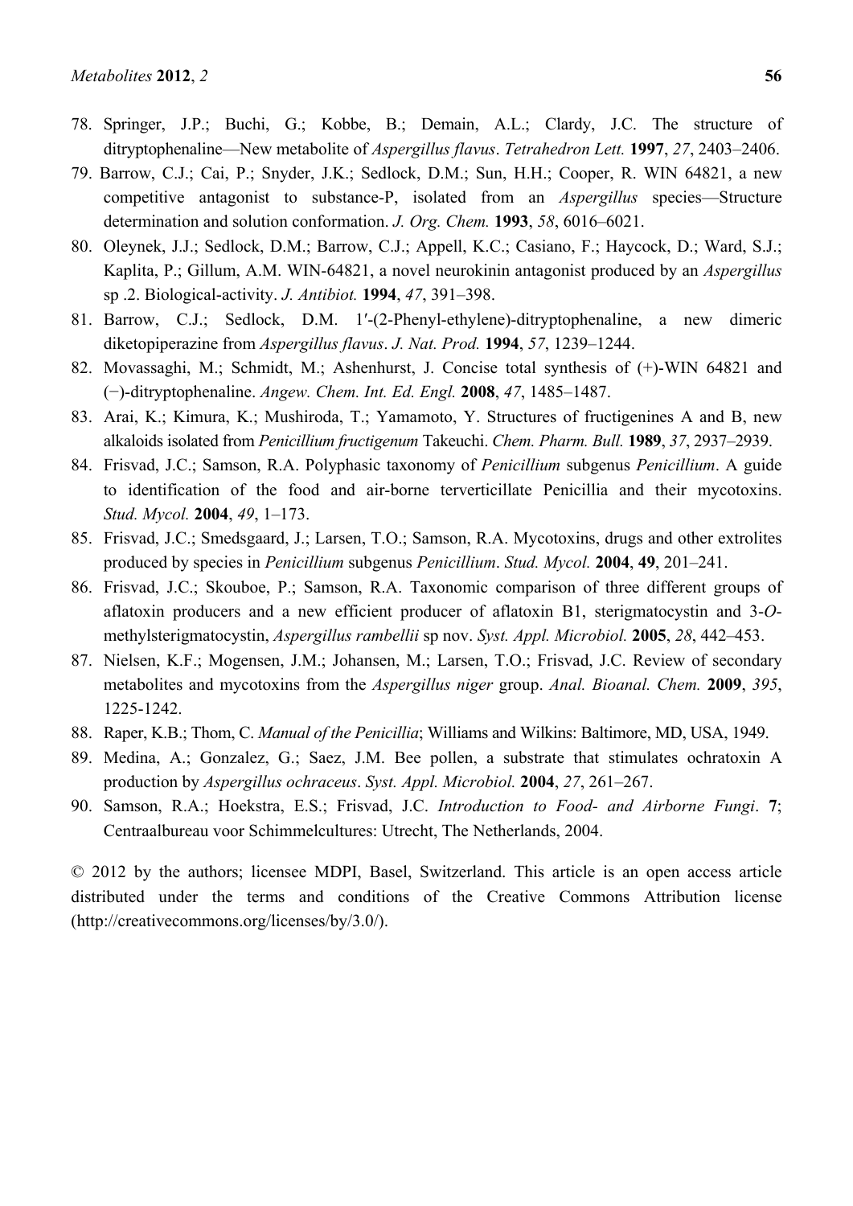78. Springer, J.P.; Buchi, G.; Kobbe, B.; Demain, A.L.; Clardy, J.C. The structure of ditryptophenaline—New metabolite of *Aspergillus flavus*. *Tetrahedron Lett.* **1997**, *27*, 2403–2406.
79. Barrow, C.J.; Cai, P.; Snyder, J.K.; Sedlock, D.M.; Sun, H.H.; Cooper, R. WIN 64821, a new competitive antagonist to substance-P, isolated from an *Aspergillus* species—Structure determination and solution conformation. *J. Org. Chem.* **1993**, *58*, 6016–6021.
80. Oleynek, J.J.; Sedlock, D.M.; Barrow, C.J.; Appell, K.C.; Casiano, F.; Haycock, D.; Ward, S.J.; Kaplita, P.; Gillum, A.M. WIN-64821, a novel neurokinin antagonist produced by an *Aspergillus* sp .2. Biological-activity. *J. Antibiot.* **1994**, *47*, 391–398.
81. Barrow, C.J.; Sedlock, D.M. 1′-(2-Phenyl-ethylene)-ditryptophenaline, a new dimeric diketopiperazine from *Aspergillus flavus*. *J. Nat. Prod.* **1994**, *57*, 1239–1244.
82. Movassaghi, M.; Schmidt, M.; Ashenhurst, J. Concise total synthesis of (+)-WIN 64821 and (−)-ditryptophenaline. *Angew. Chem. Int. Ed. Engl.* **2008**, *47*, 1485–1487.
83. Arai, K.; Kimura, K.; Mushiroda, T.; Yamamoto, Y. Structures of fructigenines A and B, new alkaloids isolated from *Penicillium fructigenum* Takeuchi. *Chem. Pharm. Bull.* **1989**, *37*, 2937–2939.
84. Frisvad, J.C.; Samson, R.A. Polyphasic taxonomy of *Penicillium* subgenus *Penicillium*. A guide to identification of the food and air-borne terverticillate Penicillia and their mycotoxins. *Stud. Mycol.* **2004**, *49*, 1–173.
85. Frisvad, J.C.; Smedsgaard, J.; Larsen, T.O.; Samson, R.A. Mycotoxins, drugs and other extrolites produced by species in *Penicillium* subgenus *Penicillium*. *Stud. Mycol.* **2004**, **49**, 201–241.
86. Frisvad, J.C.; Skouboe, P.; Samson, R.A. Taxonomic comparison of three different groups of aflatoxin producers and a new efficient producer of aflatoxin B1, sterigmatocystin and 3-*O*-methylsterigmatocystin, *Aspergillus rambellii* sp nov. *Syst. Appl. Microbiol.* **2005**, *28*, 442–453.
87. Nielsen, K.F.; Mogensen, J.M.; Johansen, M.; Larsen, T.O.; Frisvad, J.C. Review of secondary metabolites and mycotoxins from the *Aspergillus niger* group. *Anal. Bioanal. Chem.* **2009**, *395*, 1225-1242.
88. Raper, K.B.; Thom, C. *Manual of the Penicillia*; Williams and Wilkins: Baltimore, MD, USA, 1949.
89. Medina, A.; Gonzalez, G.; Saez, J.M. Bee pollen, a substrate that stimulates ochratoxin A production by *Aspergillus ochraceus*. *Syst. Appl. Microbiol.* **2004**, *27*, 261–267.
90. Samson, R.A.; Hoekstra, E.S.; Frisvad, J.C. *Introduction to Food- and Airborne Fungi*. **7**; Centraalbureau voor Schimmelcultures: Utrecht, The Netherlands, 2004.

© 2012 by the authors; licensee MDPI, Basel, Switzerland. This article is an open access article distributed under the terms and conditions of the Creative Commons Attribution license (http://creativecommons.org/licenses/by/3.0/).